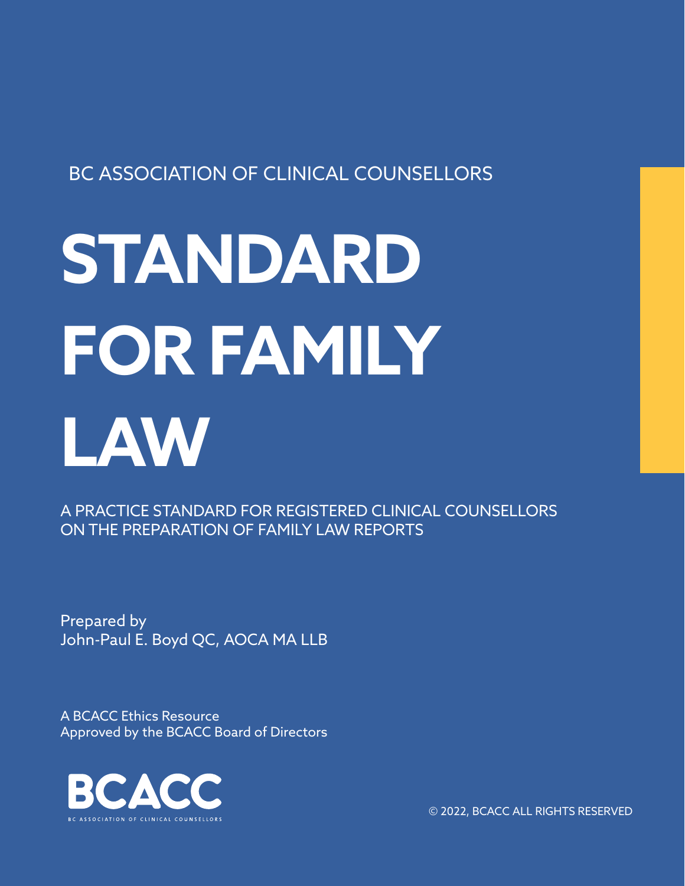BC ASSOCIATION OF CLINICAL COUNSELLORS

# STANDARD FOR FAMILY LAW

A PRACTICE STANDARD FOR REGISTERED CLINICAL COUNSELLORS ON THE PREPARATION OF FAMILY LAW REPORTS

Prepared by
John-Paul E. Boyd QC, AOCA MA LLB

A BCACC Ethics Resource
Approved by the BCACC Board of Directors

BCACC
BC ASSOCIATION OF CLINICAL COUNSELLORS

© 2022, BCACC ALL RIGHTS RESERVED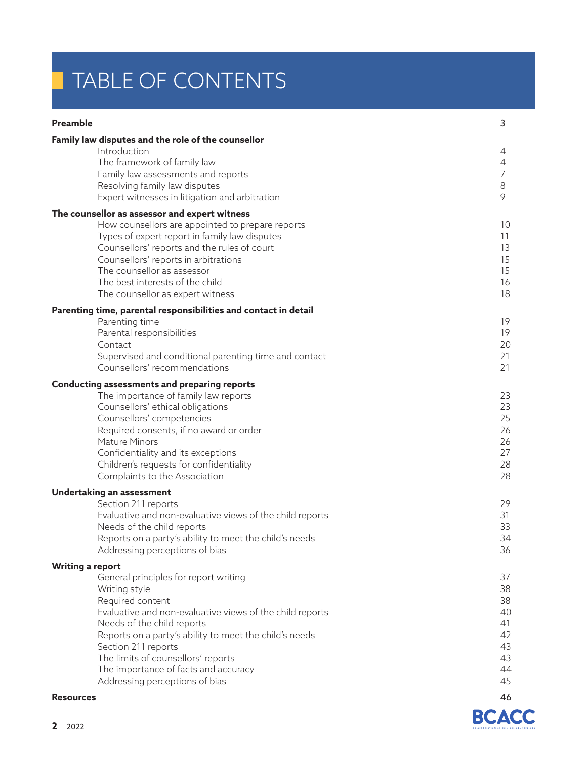# TABLE OF CONTENTS

| | |
|---|---|
| **Preamble** | 3 |
| **Family law disputes and the role of the counsellor** | |
| Introduction | 4 |
| The framework of family law | 4 |
| Family law assessments and reports | 7 |
| Resolving family law disputes | 8 |
| Expert witnesses in litigation and arbitration | 9 |
| **The counsellor as assessor and expert witness** | |
| How counsellors are appointed to prepare reports | 10 |
| Types of expert report in family law disputes | 11 |
| Counsellors' reports and the rules of court | 13 |
| Counsellors' reports in arbitrations | 15 |
| The counsellor as assessor | 15 |
| The best interests of the child | 16 |
| The counsellor as expert witness | 18 |
| **Parenting time, parental responsibilities and contact in detail** | |
| Parenting time | 19 |
| Parental responsibilities | 19 |
| Contact | 20 |
| Supervised and conditional parenting time and contact | 21 |
| Counsellors' recommendations | 21 |
| **Conducting assessments and preparing reports** | |
| The importance of family law reports | 23 |
| Counsellors' ethical obligations | 23 |
| Counsellors' competencies | 25 |
| Required consents, if no award or order | 26 |
| Mature Minors | 26 |
| Confidentiality and its exceptions | 27 |
| Children's requests for confidentiality | 28 |
| Complaints to the Association | 28 |
| **Undertaking an assessment** | |
| Section 211 reports | 29 |
| Evaluative and non-evaluative views of the child reports | 31 |
| Needs of the child reports | 33 |
| Reports on a party's ability to meet the child's needs | 34 |
| Addressing perceptions of bias | 36 |
| **Writing a report** | |
| General principles for report writing | 37 |
| Writing style | 38 |
| Required content | 38 |
| Evaluative and non-evaluative views of the child reports | 40 |
| Needs of the child reports | 41 |
| Reports on a party's ability to meet the child's needs | 42 |
| Section 211 reports | 43 |
| The limits of counsellors' reports | 43 |
| The importance of facts and accuracy | 44 |
| Addressing perceptions of bias | 45 |
| **Resources** | 46 |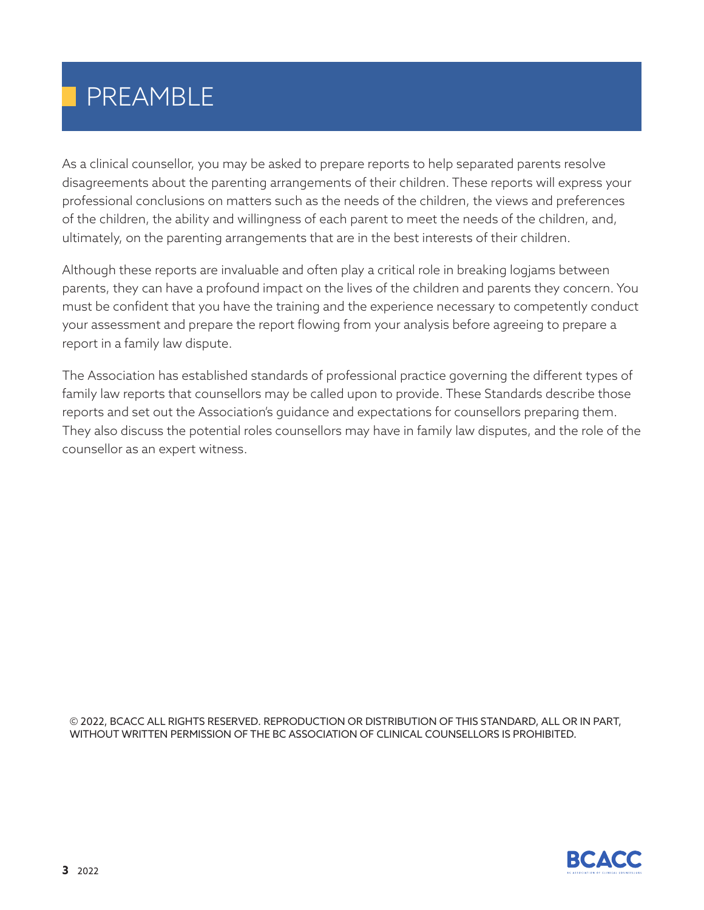# PREAMBLE

As a clinical counsellor, you may be asked to prepare reports to help separated parents resolve disagreements about the parenting arrangements of their children. These reports will express your professional conclusions on matters such as the needs of the children, the views and preferences of the children, the ability and willingness of each parent to meet the needs of the children, and, ultimately, on the parenting arrangements that are in the best interests of their children.

Although these reports are invaluable and often play a critical role in breaking logjams between parents, they can have a profound impact on the lives of the children and parents they concern. You must be confident that you have the training and the experience necessary to competently conduct your assessment and prepare the report flowing from your analysis before agreeing to prepare a report in a family law dispute.

The Association has established standards of professional practice governing the different types of family law reports that counsellors may be called upon to provide. These Standards describe those reports and set out the Association's guidance and expectations for counsellors preparing them. They also discuss the potential roles counsellors may have in family law disputes, and the role of the counsellor as an expert witness.

© 2022, BCACC ALL RIGHTS RESERVED. REPRODUCTION OR DISTRIBUTION OF THIS STANDARD, ALL OR IN PART, WITHOUT WRITTEN PERMISSION OF THE BC ASSOCIATION OF CLINICAL COUNSELLORS IS PROHIBITED.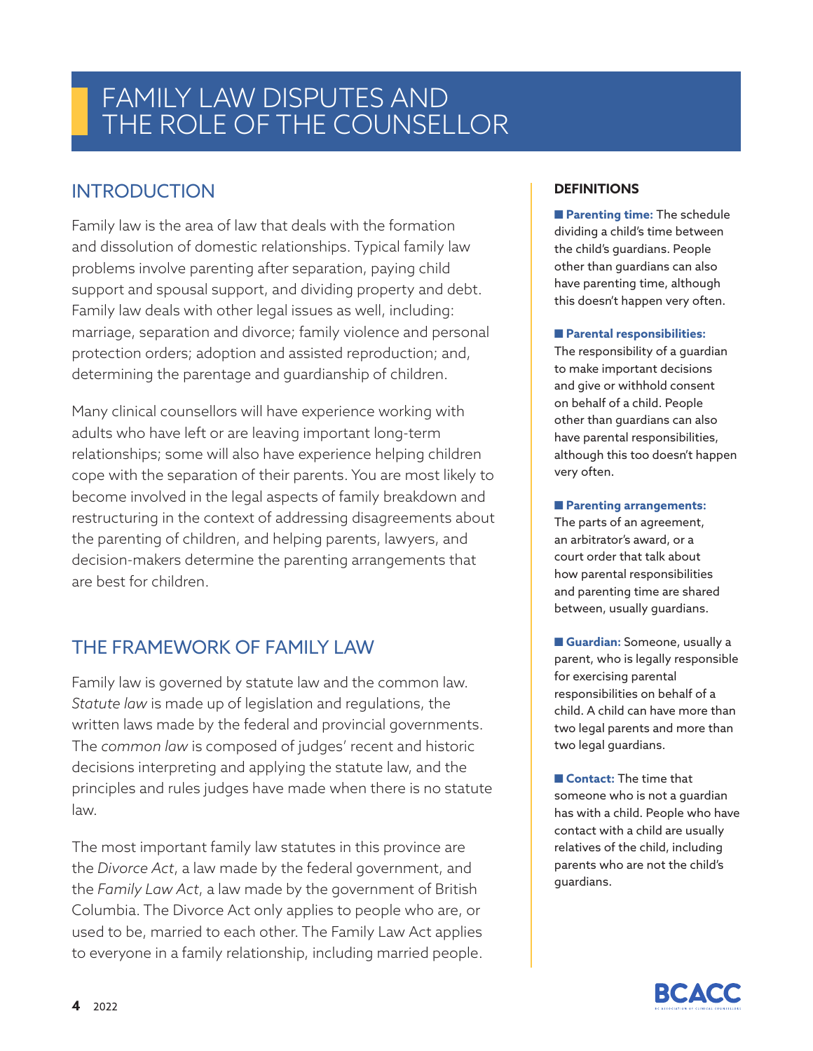# FAMILY LAW DISPUTES AND THE ROLE OF THE COUNSELLOR

## INTRODUCTION

Family law is the area of law that deals with the formation and dissolution of domestic relationships. Typical family law problems involve parenting after separation, paying child support and spousal support, and dividing property and debt. Family law deals with other legal issues as well, including: marriage, separation and divorce; family violence and personal protection orders; adoption and assisted reproduction; and, determining the parentage and guardianship of children.

Many clinical counsellors will have experience working with adults who have left or are leaving important long-term relationships; some will also have experience helping children cope with the separation of their parents. You are most likely to become involved in the legal aspects of family breakdown and restructuring in the context of addressing disagreements about the parenting of children, and helping parents, lawyers, and decision-makers determine the parenting arrangements that are best for children.

## THE FRAMEWORK OF FAMILY LAW

Family law is governed by statute law and the common law. *Statute law* is made up of legislation and regulations, the written laws made by the federal and provincial governments. The *common law* is composed of judges' recent and historic decisions interpreting and applying the statute law, and the principles and rules judges have made when there is no statute law.

The most important family law statutes in this province are the *Divorce Act*, a law made by the federal government, and the *Family Law Act*, a law made by the government of British Columbia. The Divorce Act only applies to people who are, or used to be, married to each other. The Family Law Act applies to everyone in a family relationship, including married people.

### DEFINITIONS

- **Parenting time:** The schedule dividing a child's time between the child's guardians. People other than guardians can also have parenting time, although this doesn't happen very often.

- **Parental responsibilities:** The responsibility of a guardian to make important decisions and give or withhold consent on behalf of a child. People other than guardians can also have parental responsibilities, although this too doesn't happen very often.

- **Parenting arrangements:** The parts of an agreement, an arbitrator's award, or a court order that talk about how parental responsibilities and parenting time are shared between, usually guardians.

- **Guardian:** Someone, usually a parent, who is legally responsible for exercising parental responsibilities on behalf of a child. A child can have more than two legal parents and more than two legal guardians.

- **Contact:** The time that someone who is not a guardian has with a child. People who have contact with a child are usually relatives of the child, including parents who are not the child's guardians.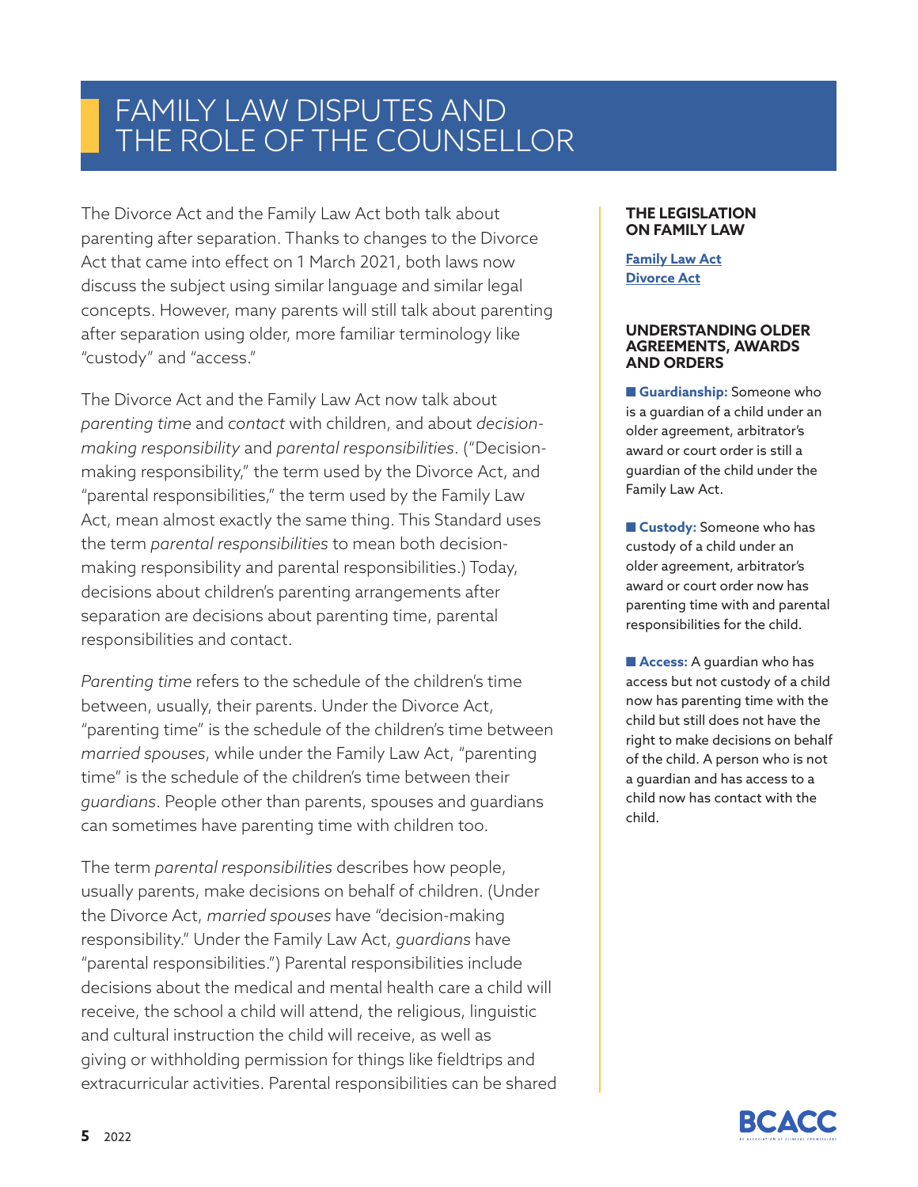# FAMILY LAW DISPUTES AND THE ROLE OF THE COUNSELLOR

The Divorce Act and the Family Law Act both talk about parenting after separation. Thanks to changes to the Divorce Act that came into effect on 1 March 2021, both laws now discuss the subject using similar language and similar legal concepts. However, many parents will still talk about parenting after separation using older, more familiar terminology like "custody" and "access."

The Divorce Act and the Family Law Act now talk about *parenting time* and *contact* with children, and about *decision-making responsibility* and *parental responsibilities*. ("Decision-making responsibility," the term used by the Divorce Act, and "parental responsibilities," the term used by the Family Law Act, mean almost exactly the same thing. This Standard uses the term *parental responsibilities* to mean both decision-making responsibility and parental responsibilities.) Today, decisions about children's parenting arrangements after separation are decisions about parenting time, parental responsibilities and contact.

*Parenting time* refers to the schedule of the children's time between, usually, their parents. Under the Divorce Act, "parenting time" is the schedule of the children's time between *married spouses*, while under the Family Law Act, "parenting time" is the schedule of the children's time between their *guardians*. People other than parents, spouses and guardians can sometimes have parenting time with children too.

The term *parental responsibilities* describes how people, usually parents, make decisions on behalf of children. (Under the Divorce Act, *married spouses* have "decision-making responsibility." Under the Family Law Act, *guardians* have "parental responsibilities.") Parental responsibilities include decisions about the medical and mental health care a child will receive, the school a child will attend, the religious, linguistic and cultural instruction the child will receive, as well as giving or withholding permission for things like fieldtrips and extracurricular activities. Parental responsibilities can be shared

**THE LEGISLATION ON FAMILY LAW**

[Family Law Act](#)
[Divorce Act](#)

**UNDERSTANDING OLDER AGREEMENTS, AWARDS AND ORDERS**

- **Guardianship:** Someone who is a guardian of a child under an older agreement, arbitrator's award or court order is still a guardian of the child under the Family Law Act.

- **Custody:** Someone who has custody of a child under an older agreement, arbitrator's award or court order now has parenting time with and parental responsibilities for the child.

- **Access:** A guardian who has access but not custody of a child now has parenting time with the child but still does not have the right to make decisions on behalf of the child. A person who is not a guardian and has access to a child now has contact with the child.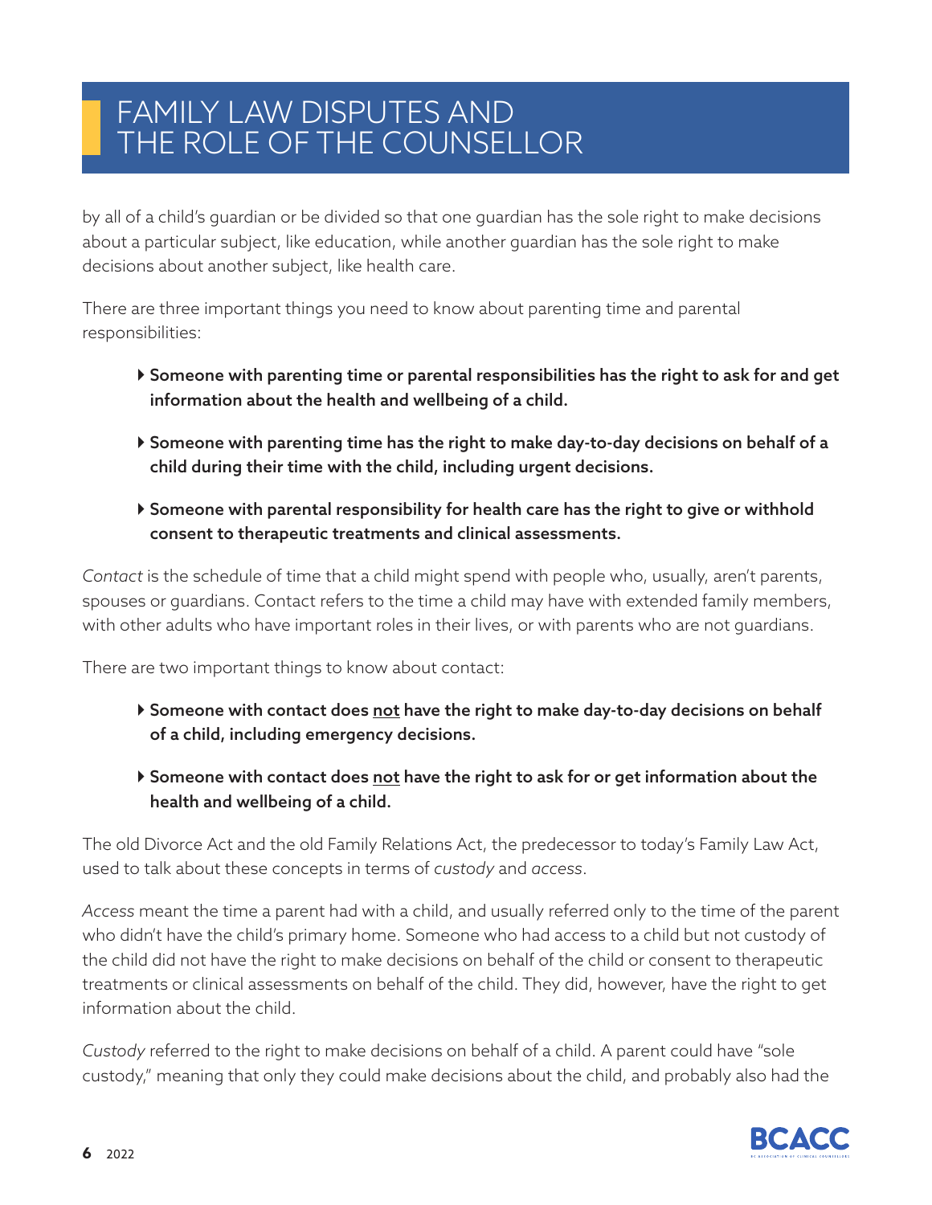by all of a child's guardian or be divided so that one guardian has the sole right to make decisions about a particular subject, like education, while another guardian has the sole right to make decisions about another subject, like health care.

There are three important things you need to know about parenting time and parental responsibilities:

- **Someone with parenting time or parental responsibilities has the right to ask for and get information about the health and wellbeing of a child.**
- **Someone with parenting time has the right to make day-to-day decisions on behalf of a child during their time with the child, including urgent decisions.**
- **Someone with parental responsibility for health care has the right to give or withhold consent to therapeutic treatments and clinical assessments.**

*Contact* is the schedule of time that a child might spend with people who, usually, aren't parents, spouses or guardians. Contact refers to the time a child may have with extended family members, with other adults who have important roles in their lives, or with parents who are not guardians.

There are two important things to know about contact:

- **Someone with contact does <u>not</u> have the right to make day-to-day decisions on behalf of a child, including emergency decisions.**
- **Someone with contact does <u>not</u> have the right to ask for or get information about the health and wellbeing of a child.**

The old Divorce Act and the old Family Relations Act, the predecessor to today's Family Law Act, used to talk about these concepts in terms of *custody* and *access*.

*Access* meant the time a parent had with a child, and usually referred only to the time of the parent who didn't have the child's primary home. Someone who had access to a child but not custody of the child did not have the right to make decisions on behalf of the child or consent to therapeutic treatments or clinical assessments on behalf of the child. They did, however, have the right to get information about the child.

*Custody* referred to the right to make decisions on behalf of a child. A parent could have "sole custody," meaning that only they could make decisions about the child, and probably also had the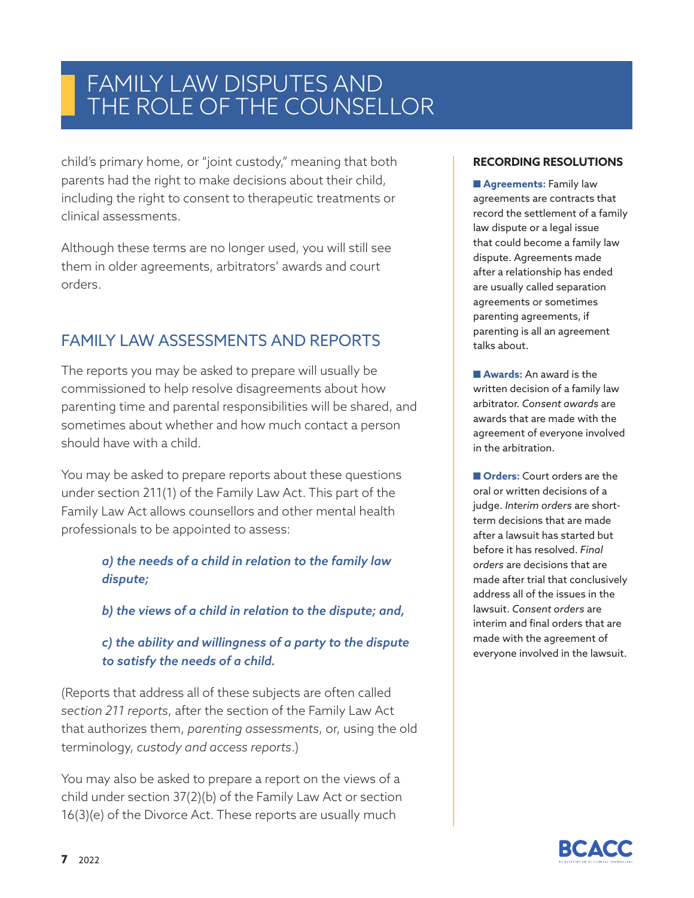child's primary home, or "joint custody," meaning that both parents had the right to make decisions about their child, including the right to consent to therapeutic treatments or clinical assessments.

Although these terms are no longer used, you will still see them in older agreements, arbitrators' awards and court orders.

## FAMILY LAW ASSESSMENTS AND REPORTS

The reports you may be asked to prepare will usually be commissioned to help resolve disagreements about how parenting time and parental responsibilities will be shared, and sometimes about whether and how much contact a person should have with a child.

You may be asked to prepare reports about these questions under section 211(1) of the Family Law Act. This part of the Family Law Act allows counsellors and other mental health professionals to be appointed to assess:

> ***a) the needs of a child in relation to the family law dispute;***
>
> ***b) the views of a child in relation to the dispute; and,***
>
> ***c) the ability and willingness of a party to the dispute to satisfy the needs of a child.***

(Reports that address all of these subjects are often called *section 211 reports*, after the section of the Family Law Act that authorizes them, *parenting assessments*, or, using the old terminology, *custody and access reports*.)

You may also be asked to prepare a report on the views of a child under section 37(2)(b) of the Family Law Act or section 16(3)(e) of the Divorce Act. These reports are usually much

**RECORDING RESOLUTIONS**

- **Agreements:** Family law agreements are contracts that record the settlement of a family law dispute or a legal issue that could become a family law dispute. Agreements made after a relationship has ended are usually called separation agreements or sometimes parenting agreements, if parenting is all an agreement talks about.

- **Awards:** An award is the written decision of a family law arbitrator. *Consent awards* are awards that are made with the agreement of everyone involved in the arbitration.

- **Orders:** Court orders are the oral or written decisions of a judge. *Interim orders* are short-term decisions that are made after a lawsuit has started but before it has resolved. *Final orders* are decisions that are made after trial that conclusively address all of the issues in the lawsuit. *Consent orders* are interim and final orders that are made with the agreement of everyone involved in the lawsuit.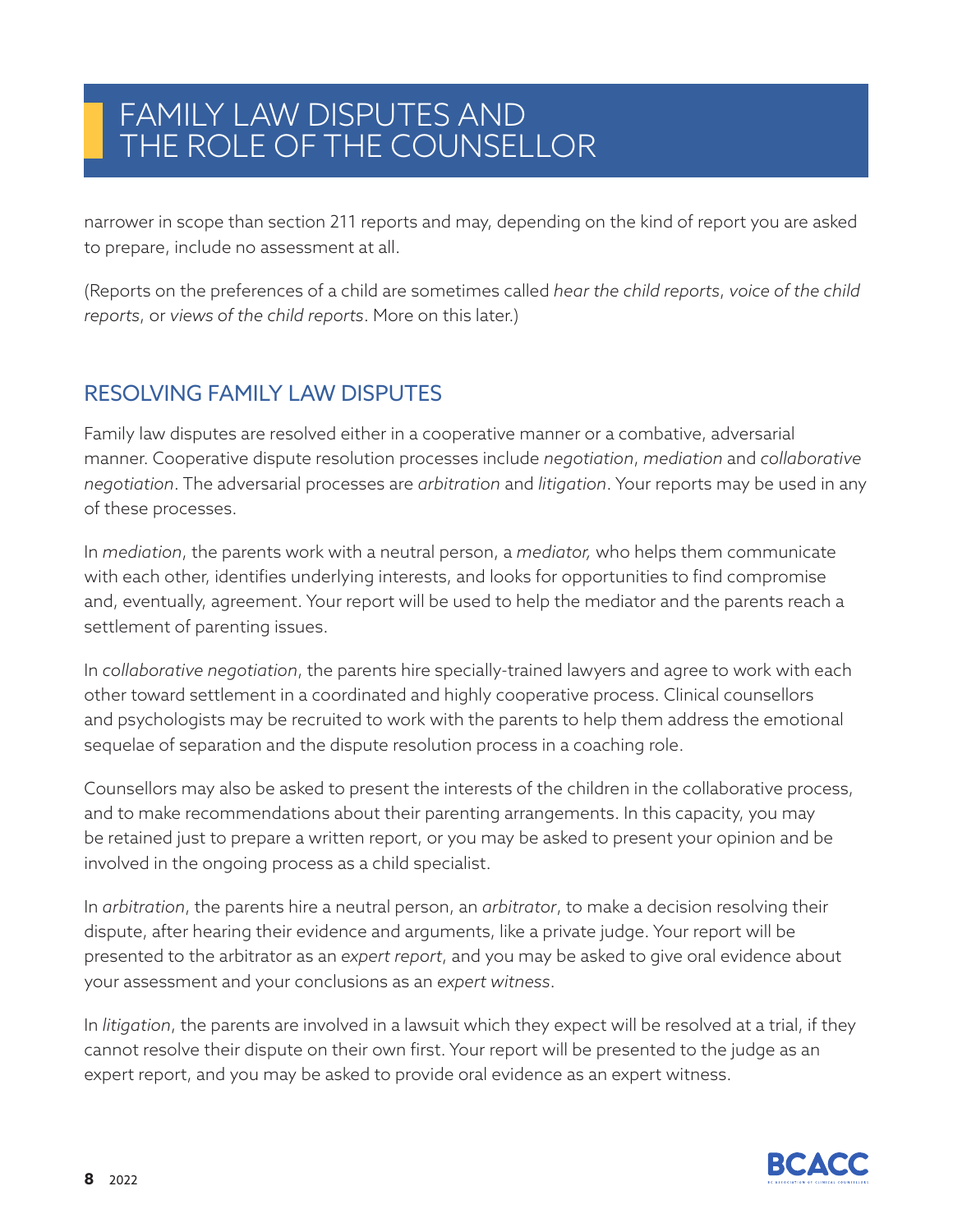narrower in scope than section 211 reports and may, depending on the kind of report you are asked to prepare, include no assessment at all.

(Reports on the preferences of a child are sometimes called *hear the child reports*, *voice of the child reports*, or *views of the child reports*. More on this later.)

## RESOLVING FAMILY LAW DISPUTES

Family law disputes are resolved either in a cooperative manner or a combative, adversarial manner. Cooperative dispute resolution processes include *negotiation*, *mediation* and *collaborative negotiation*. The adversarial processes are *arbitration* and *litigation*. Your reports may be used in any of these processes.

In *mediation*, the parents work with a neutral person, a *mediator,* who helps them communicate with each other, identifies underlying interests, and looks for opportunities to find compromise and, eventually, agreement. Your report will be used to help the mediator and the parents reach a settlement of parenting issues.

In *collaborative negotiation*, the parents hire specially-trained lawyers and agree to work with each other toward settlement in a coordinated and highly cooperative process. Clinical counsellors and psychologists may be recruited to work with the parents to help them address the emotional sequelae of separation and the dispute resolution process in a coaching role.

Counsellors may also be asked to present the interests of the children in the collaborative process, and to make recommendations about their parenting arrangements. In this capacity, you may be retained just to prepare a written report, or you may be asked to present your opinion and be involved in the ongoing process as a child specialist.

In *arbitration*, the parents hire a neutral person, an *arbitrator*, to make a decision resolving their dispute, after hearing their evidence and arguments, like a private judge. Your report will be presented to the arbitrator as an *expert report*, and you may be asked to give oral evidence about your assessment and your conclusions as an *expert witness*.

In *litigation*, the parents are involved in a lawsuit which they expect will be resolved at a trial, if they cannot resolve their dispute on their own first. Your report will be presented to the judge as an expert report, and you may be asked to provide oral evidence as an expert witness.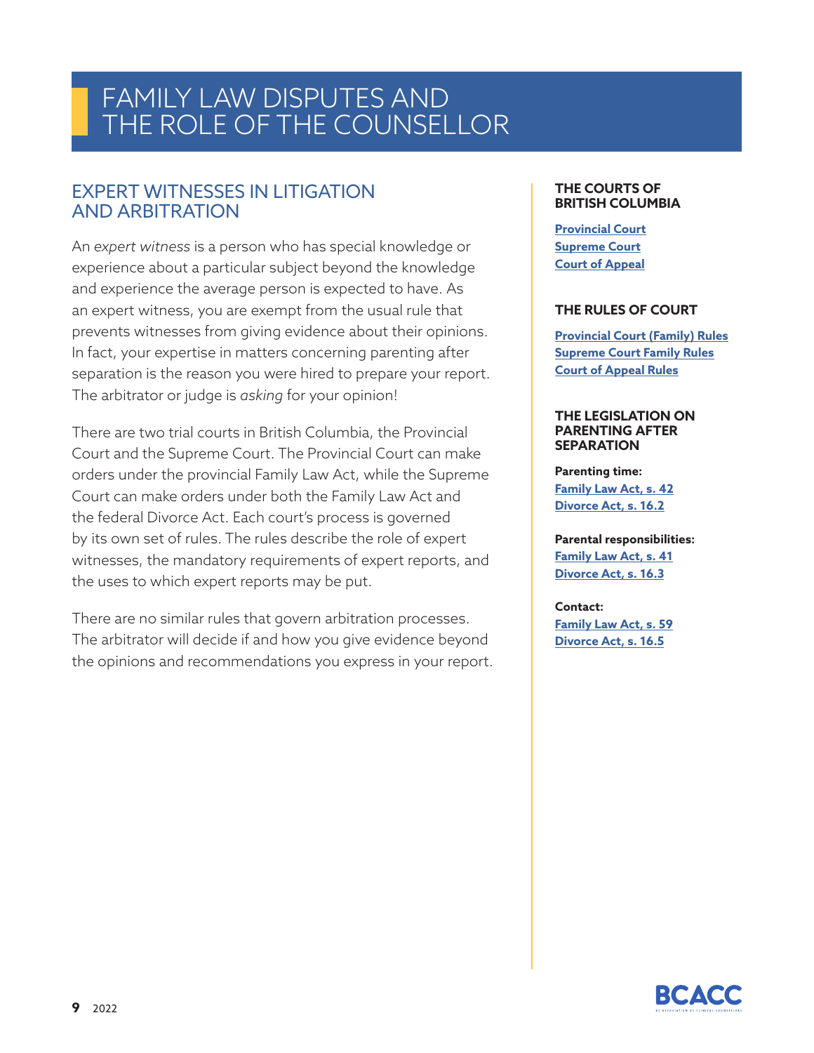# FAMILY LAW DISPUTES AND THE ROLE OF THE COUNSELLOR

## EXPERT WITNESSES IN LITIGATION AND ARBITRATION

An *expert witness* is a person who has special knowledge or experience about a particular subject beyond the knowledge and experience the average person is expected to have. As an expert witness, you are exempt from the usual rule that prevents witnesses from giving evidence about their opinions. In fact, your expertise in matters concerning parenting after separation is the reason you were hired to prepare your report. The arbitrator or judge is *asking* for your opinion!

There are two trial courts in British Columbia, the Provincial Court and the Supreme Court. The Provincial Court can make orders under the provincial Family Law Act, while the Supreme Court can make orders under both the Family Law Act and the federal Divorce Act. Each court's process is governed by its own set of rules. The rules describe the role of expert witnesses, the mandatory requirements of expert reports, and the uses to which expert reports may be put.

There are no similar rules that govern arbitration processes. The arbitrator will decide if and how you give evidence beyond the opinions and recommendations you express in your report.

**THE COURTS OF BRITISH COLUMBIA**

Provincial Court
Supreme Court
Court of Appeal

**THE RULES OF COURT**

Provincial Court (Family) Rules
Supreme Court Family Rules
Court of Appeal Rules

**THE LEGISLATION ON PARENTING AFTER SEPARATION**

**Parenting time:**
Family Law Act, s. 42
Divorce Act, s. 16.2

**Parental responsibilities:**
Family Law Act, s. 41
Divorce Act, s. 16.3

**Contact:**
Family Law Act, s. 59
Divorce Act, s. 16.5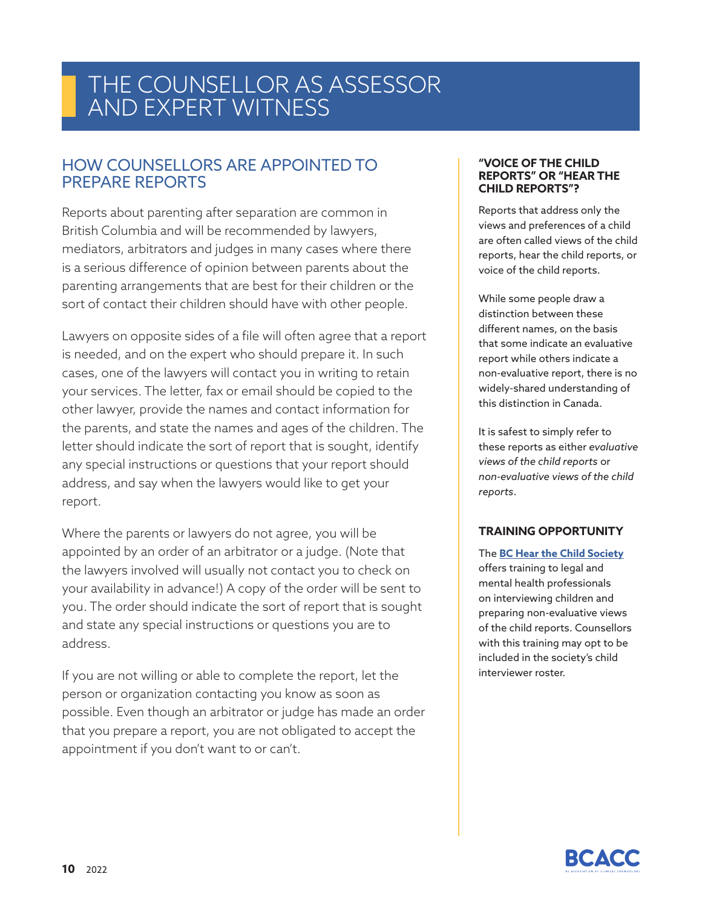# THE COUNSELLOR AS ASSESSOR AND EXPERT WITNESS

## HOW COUNSELLORS ARE APPOINTED TO PREPARE REPORTS

Reports about parenting after separation are common in British Columbia and will be recommended by lawyers, mediators, arbitrators and judges in many cases where there is a serious difference of opinion between parents about the parenting arrangements that are best for their children or the sort of contact their children should have with other people.

Lawyers on opposite sides of a file will often agree that a report is needed, and on the expert who should prepare it. In such cases, one of the lawyers will contact you in writing to retain your services. The letter, fax or email should be copied to the other lawyer, provide the names and contact information for the parents, and state the names and ages of the children. The letter should indicate the sort of report that is sought, identify any special instructions or questions that your report should address, and say when the lawyers would like to get your report.

Where the parents or lawyers do not agree, you will be appointed by an order of an arbitrator or a judge. (Note that the lawyers involved will usually not contact you to check on your availability in advance!) A copy of the order will be sent to you. The order should indicate the sort of report that is sought and state any special instructions or questions you are to address.

If you are not willing or able to complete the report, let the person or organization contacting you know as soon as possible. Even though an arbitrator or judge has made an order that you prepare a report, you are not obligated to accept the appointment if you don't want to or can't.

**"VOICE OF THE CHILD REPORTS" OR "HEAR THE CHILD REPORTS"?**

Reports that address only the views and preferences of a child are often called views of the child reports, hear the child reports, or voice of the child reports.

While some people draw a distinction between these different names, on the basis that some indicate an evaluative report while others indicate a non-evaluative report, there is no widely-shared understanding of this distinction in Canada.

It is safest to simply refer to these reports as either *evaluative views of the child reports* or *non-evaluative views of the child reports*.

**TRAINING OPPORTUNITY**

The **BC Hear the Child Society** offers training to legal and mental health professionals on interviewing children and preparing non-evaluative views of the child reports. Counsellors with this training may opt to be included in the society's child interviewer roster.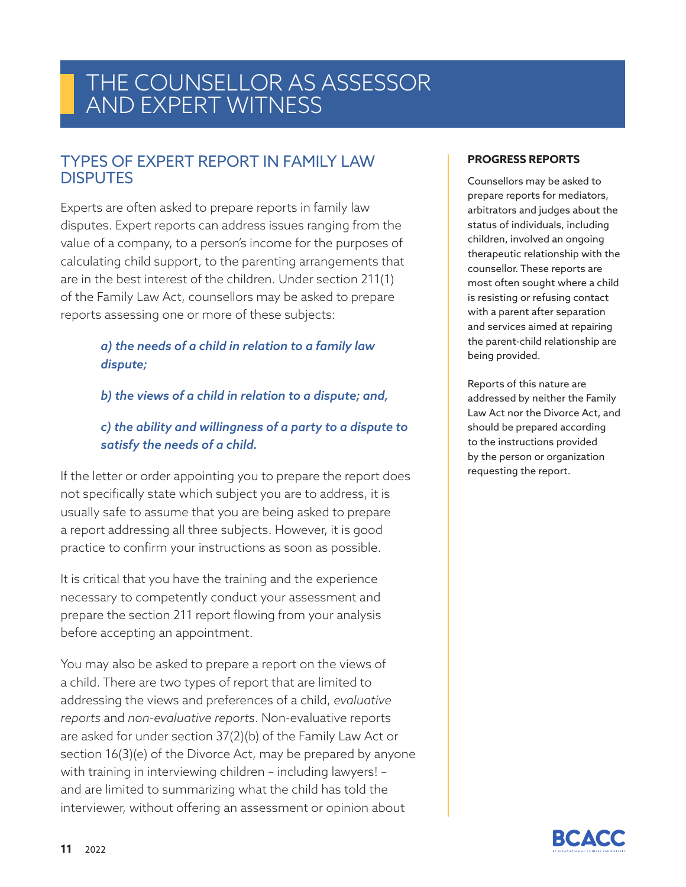# THE COUNSELLOR AS ASSESSOR AND EXPERT WITNESS

## TYPES OF EXPERT REPORT IN FAMILY LAW DISPUTES

Experts are often asked to prepare reports in family law disputes. Expert reports can address issues ranging from the value of a company, to a person's income for the purposes of calculating child support, to the parenting arrangements that are in the best interest of the children. Under section 211(1) of the Family Law Act, counsellors may be asked to prepare reports assessing one or more of these subjects:

> ***a) the needs of a child in relation to a family law dispute;***
>
> ***b) the views of a child in relation to a dispute; and,***
>
> ***c) the ability and willingness of a party to a dispute to satisfy the needs of a child.***

If the letter or order appointing you to prepare the report does not specifically state which subject you are to address, it is usually safe to assume that you are being asked to prepare a report addressing all three subjects. However, it is good practice to confirm your instructions as soon as possible.

It is critical that you have the training and the experience necessary to competently conduct your assessment and prepare the section 211 report flowing from your analysis before accepting an appointment.

You may also be asked to prepare a report on the views of a child. There are two types of report that are limited to addressing the views and preferences of a child, *evaluative reports* and *non-evaluative reports*. Non-evaluative reports are asked for under section 37(2)(b) of the Family Law Act or section 16(3)(e) of the Divorce Act, may be prepared by anyone with training in interviewing children – including lawyers! – and are limited to summarizing what the child has told the interviewer, without offering an assessment or opinion about

**PROGRESS REPORTS**

Counsellors may be asked to prepare reports for mediators, arbitrators and judges about the status of individuals, including children, involved an ongoing therapeutic relationship with the counsellor. These reports are most often sought where a child is resisting or refusing contact with a parent after separation and services aimed at repairing the parent-child relationship are being provided.

Reports of this nature are addressed by neither the Family Law Act nor the Divorce Act, and should be prepared according to the instructions provided by the person or organization requesting the report.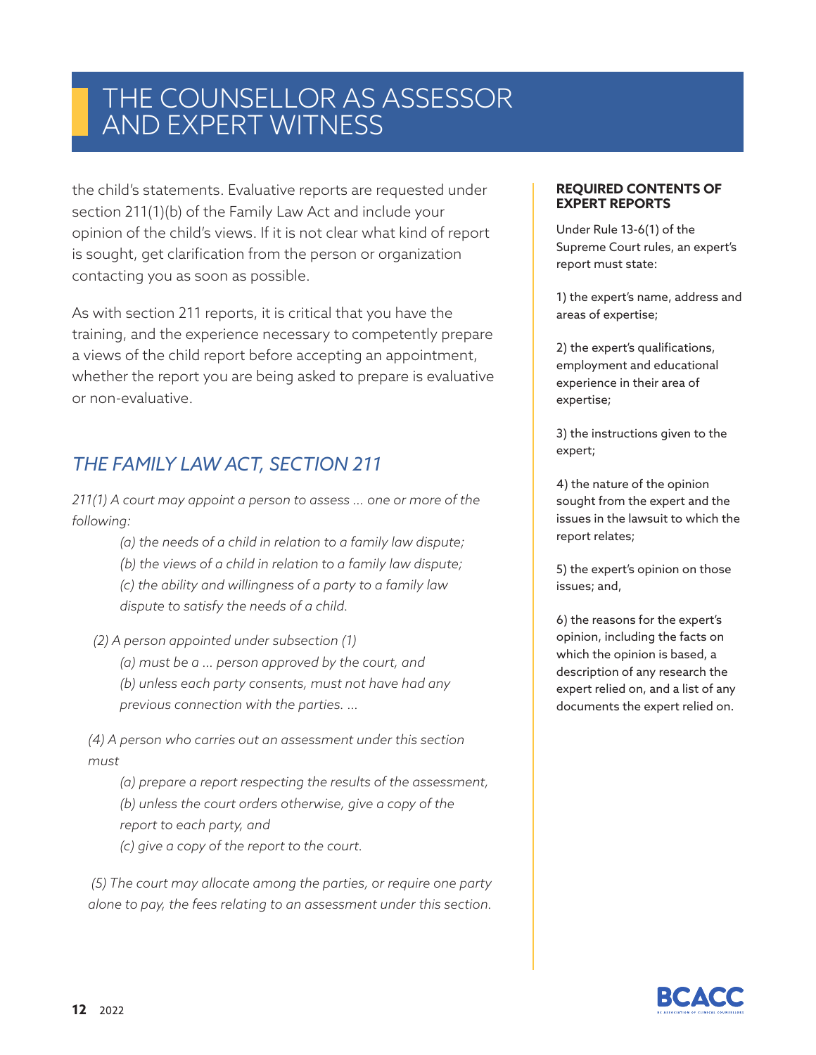the child's statements. Evaluative reports are requested under section 211(1)(b) of the Family Law Act and include your opinion of the child's views. If it is not clear what kind of report is sought, get clarification from the person or organization contacting you as soon as possible.

As with section 211 reports, it is critical that you have the training, and the experience necessary to competently prepare a views of the child report before accepting an appointment, whether the report you are being asked to prepare is evaluative or non-evaluative.

## *THE FAMILY LAW ACT, SECTION 211*

*211(1) A court may appoint a person to assess ... one or more of the following:*

> *(a) the needs of a child in relation to a family law dispute;*
> *(b) the views of a child in relation to a family law dispute;*
> *(c) the ability and willingness of a party to a family law dispute to satisfy the needs of a child.*

*(2) A person appointed under subsection (1)*

> *(a) must be a ... person approved by the court, and*
> *(b) unless each party consents, must not have had any previous connection with the parties. ...*

*(4) A person who carries out an assessment under this section must*

> *(a) prepare a report respecting the results of the assessment,*
> *(b) unless the court orders otherwise, give a copy of the report to each party, and*
> *(c) give a copy of the report to the court.*

*(5) The court may allocate among the parties, or require one party alone to pay, the fees relating to an assessment under this section.*

### REQUIRED CONTENTS OF EXPERT REPORTS

Under Rule 13-6(1) of the Supreme Court rules, an expert's report must state:

1) the expert's name, address and areas of expertise;

2) the expert's qualifications, employment and educational experience in their area of expertise;

3) the instructions given to the expert;

4) the nature of the opinion sought from the expert and the issues in the lawsuit to which the report relates;

5) the expert's opinion on those issues; and,

6) the reasons for the expert's opinion, including the facts on which the opinion is based, a description of any research the expert relied on, and a list of any documents the expert relied on.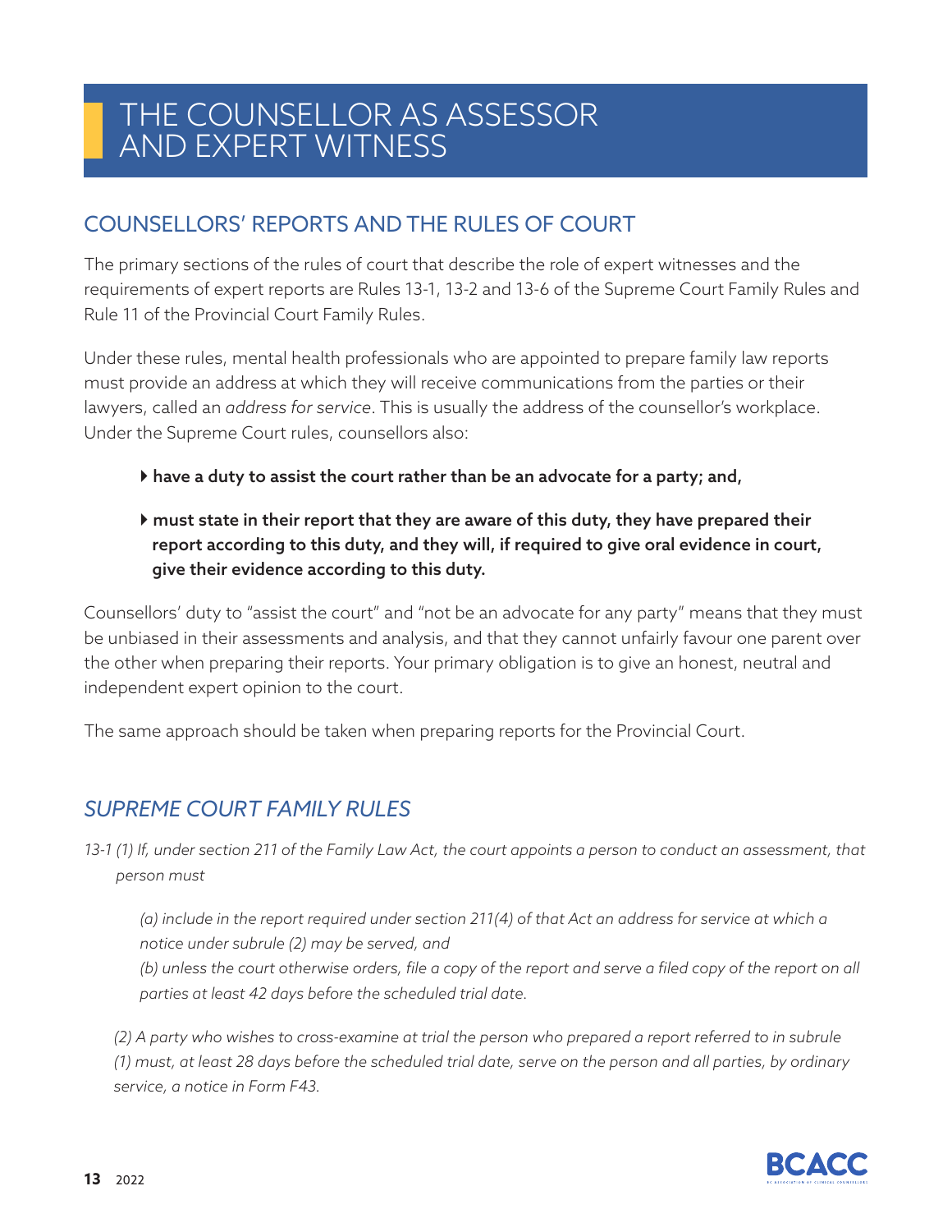# THE COUNSELLOR AS ASSESSOR AND EXPERT WITNESS

## COUNSELLORS' REPORTS AND THE RULES OF COURT

The primary sections of the rules of court that describe the role of expert witnesses and the requirements of expert reports are Rules 13-1, 13-2 and 13-6 of the Supreme Court Family Rules and Rule 11 of the Provincial Court Family Rules.

Under these rules, mental health professionals who are appointed to prepare family law reports must provide an address at which they will receive communications from the parties or their lawyers, called an *address for service*. This is usually the address of the counsellor's workplace. Under the Supreme Court rules, counsellors also:

- **have a duty to assist the court rather than be an advocate for a party; and,**
- **must state in their report that they are aware of this duty, they have prepared their report according to this duty, and they will, if required to give oral evidence in court, give their evidence according to this duty.**

Counsellors' duty to "assist the court" and "not be an advocate for any party" means that they must be unbiased in their assessments and analysis, and that they cannot unfairly favour one parent over the other when preparing their reports. Your primary obligation is to give an honest, neutral and independent expert opinion to the court.

The same approach should be taken when preparing reports for the Provincial Court.

### *SUPREME COURT FAMILY RULES*

*13-1 (1) If, under section 211 of the Family Law Act, the court appoints a person to conduct an assessment, that person must*

*(a) include in the report required under section 211(4) of that Act an address for service at which a notice under subrule (2) may be served, and*
*(b) unless the court otherwise orders, file a copy of the report and serve a filed copy of the report on all parties at least 42 days before the scheduled trial date.*

*(2) A party who wishes to cross-examine at trial the person who prepared a report referred to in subrule (1) must, at least 28 days before the scheduled trial date, serve on the person and all parties, by ordinary service, a notice in Form F43.*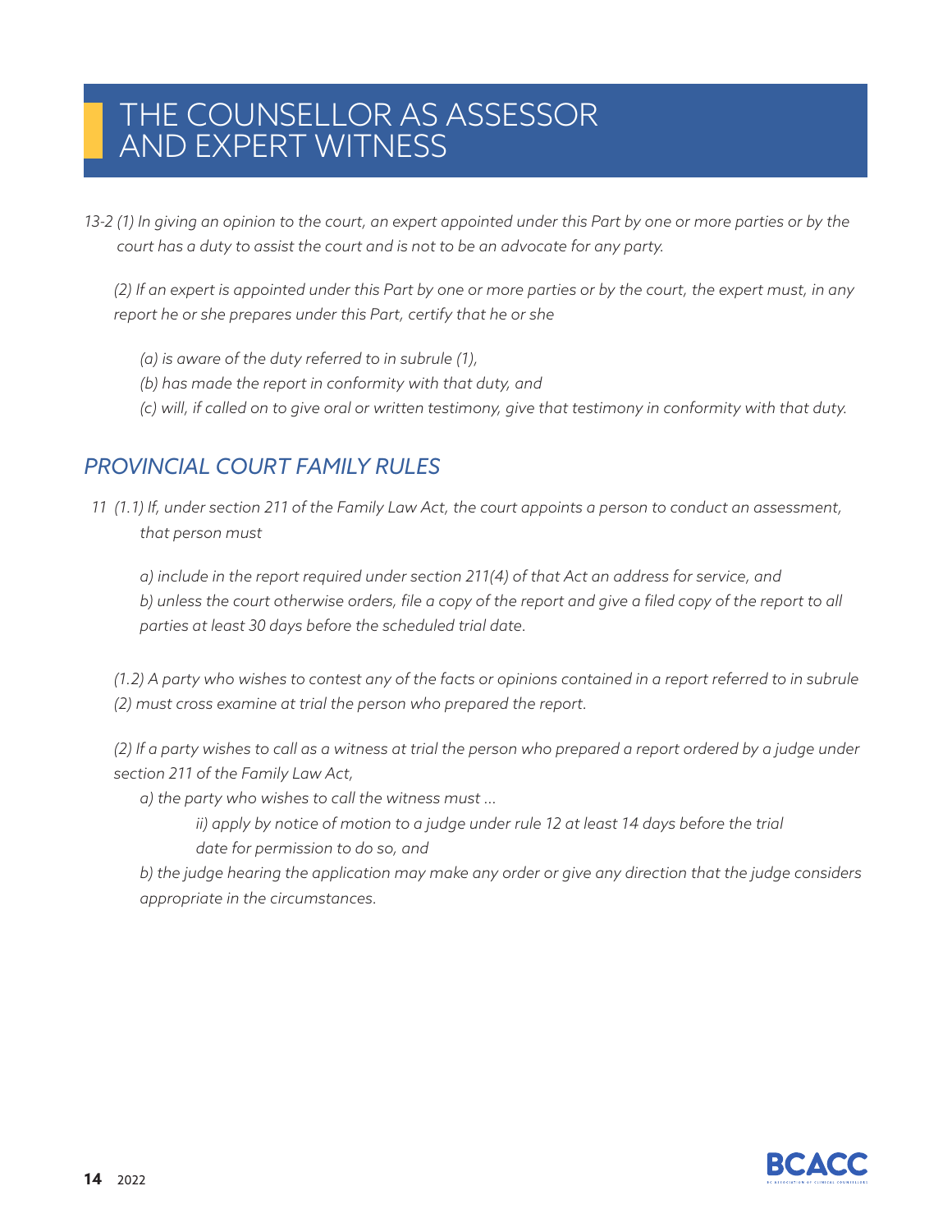# THE COUNSELLOR AS ASSESSOR AND EXPERT WITNESS

*13-2 (1) In giving an opinion to the court, an expert appointed under this Part by one or more parties or by the court has a duty to assist the court and is not to be an advocate for any party.*

*(2) If an expert is appointed under this Part by one or more parties or by the court, the expert must, in any report he or she prepares under this Part, certify that he or she*

*(a) is aware of the duty referred to in subrule (1),*
*(b) has made the report in conformity with that duty, and*
*(c) will, if called on to give oral or written testimony, give that testimony in conformity with that duty.*

## *PROVINCIAL COURT FAMILY RULES*

*11 (1.1) If, under section 211 of the Family Law Act, the court appoints a person to conduct an assessment, that person must*

*a) include in the report required under section 211(4) of that Act an address for service, and*
*b) unless the court otherwise orders, file a copy of the report and give a filed copy of the report to all parties at least 30 days before the scheduled trial date.*

*(1.2) A party who wishes to contest any of the facts or opinions contained in a report referred to in subrule (2) must cross examine at trial the person who prepared the report.*

*(2) If a party wishes to call as a witness at trial the person who prepared a report ordered by a judge under section 211 of the Family Law Act,*

*a) the party who wishes to call the witness must ...*

*ii) apply by notice of motion to a judge under rule 12 at least 14 days before the trial date for permission to do so, and*

*b) the judge hearing the application may make any order or give any direction that the judge considers appropriate in the circumstances.*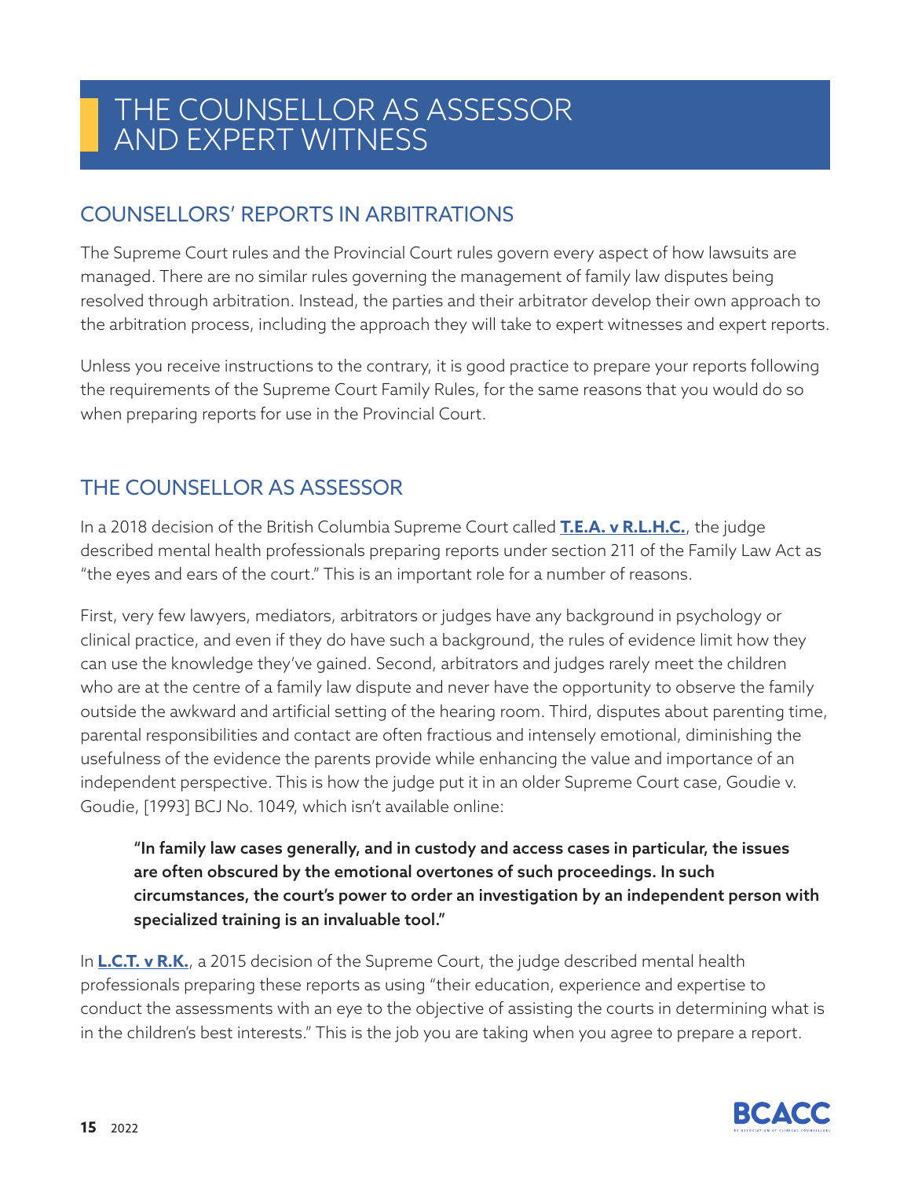# THE COUNSELLOR AS ASSESSOR AND EXPERT WITNESS

## COUNSELLORS' REPORTS IN ARBITRATIONS

The Supreme Court rules and the Provincial Court rules govern every aspect of how lawsuits are managed. There are no similar rules governing the management of family law disputes being resolved through arbitration. Instead, the parties and their arbitrator develop their own approach to the arbitration process, including the approach they will take to expert witnesses and expert reports.

Unless you receive instructions to the contrary, it is good practice to prepare your reports following the requirements of the Supreme Court Family Rules, for the same reasons that you would do so when preparing reports for use in the Provincial Court.

## THE COUNSELLOR AS ASSESSOR

In a 2018 decision of the British Columbia Supreme Court called **T.E.A. v R.L.H.C.**, the judge described mental health professionals preparing reports under section 211 of the Family Law Act as "the eyes and ears of the court." This is an important role for a number of reasons.

First, very few lawyers, mediators, arbitrators or judges have any background in psychology or clinical practice, and even if they do have such a background, the rules of evidence limit how they can use the knowledge they've gained. Second, arbitrators and judges rarely meet the children who are at the centre of a family law dispute and never have the opportunity to observe the family outside the awkward and artificial setting of the hearing room. Third, disputes about parenting time, parental responsibilities and contact are often fractious and intensely emotional, diminishing the usefulness of the evidence the parents provide while enhancing the value and importance of an independent perspective. This is how the judge put it in an older Supreme Court case, Goudie v. Goudie, [1993] BCJ No. 1049, which isn't available online:

> **"In family law cases generally, and in custody and access cases in particular, the issues are often obscured by the emotional overtones of such proceedings. In such circumstances, the court's power to order an investigation by an independent person with specialized training is an invaluable tool."**

In **L.C.T. v R.K.**, a 2015 decision of the Supreme Court, the judge described mental health professionals preparing these reports as using "their education, experience and expertise to conduct the assessments with an eye to the objective of assisting the courts in determining what is in the children's best interests." This is the job you are taking when you agree to prepare a report.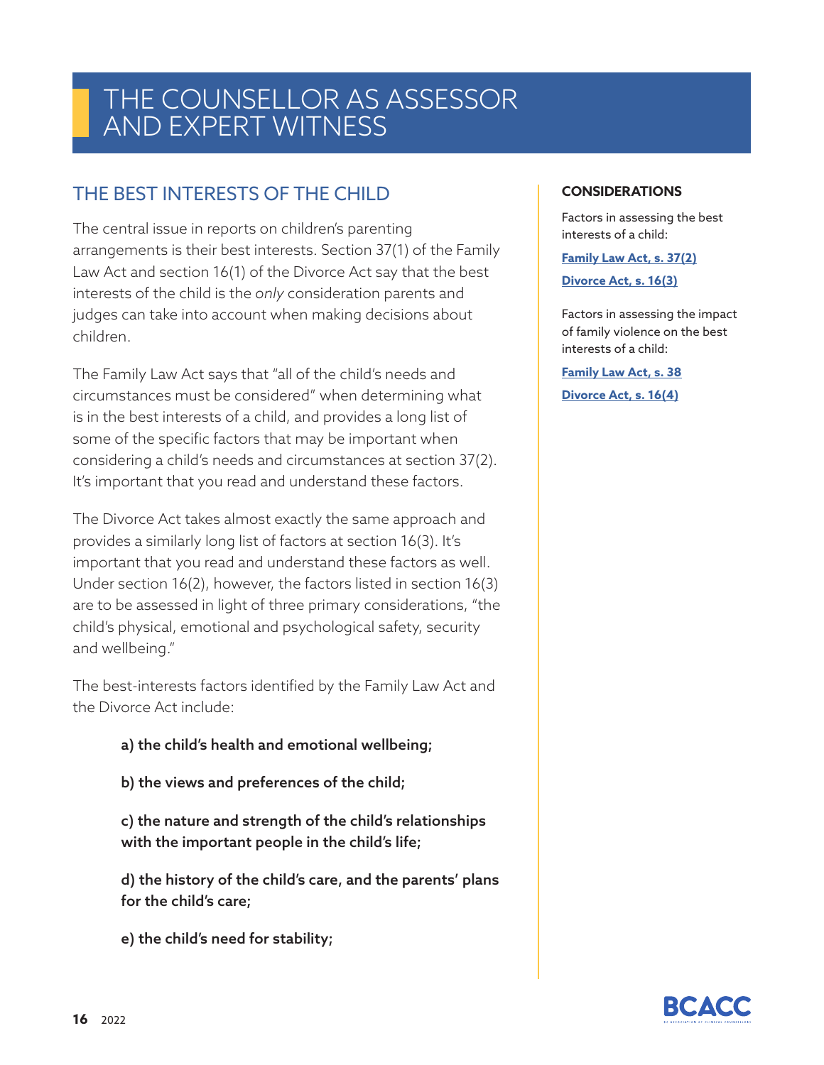# THE COUNSELLOR AS ASSESSOR AND EXPERT WITNESS

## THE BEST INTERESTS OF THE CHILD

The central issue in reports on children's parenting arrangements is their best interests. Section 37(1) of the Family Law Act and section 16(1) of the Divorce Act say that the best interests of the child is the *only* consideration parents and judges can take into account when making decisions about children.

The Family Law Act says that "all of the child's needs and circumstances must be considered" when determining what is in the best interests of a child, and provides a long list of some of the specific factors that may be important when considering a child's needs and circumstances at section 37(2). It's important that you read and understand these factors.

The Divorce Act takes almost exactly the same approach and provides a similarly long list of factors at section 16(3). It's important that you read and understand these factors as well. Under section 16(2), however, the factors listed in section 16(3) are to be assessed in light of three primary considerations, "the child's physical, emotional and psychological safety, security and wellbeing."

The best-interests factors identified by the Family Law Act and the Divorce Act include:

**a) the child's health and emotional wellbeing;**

**b) the views and preferences of the child;**

**c) the nature and strength of the child's relationships with the important people in the child's life;**

**d) the history of the child's care, and the parents' plans for the child's care;**

**e) the child's need for stability;**

**CONSIDERATIONS**

Factors in assessing the best interests of a child:

**Family Law Act, s. 37(2)**

**Divorce Act, s. 16(3)**

Factors in assessing the impact of family violence on the best interests of a child:

**Family Law Act, s. 38**

**Divorce Act, s. 16(4)**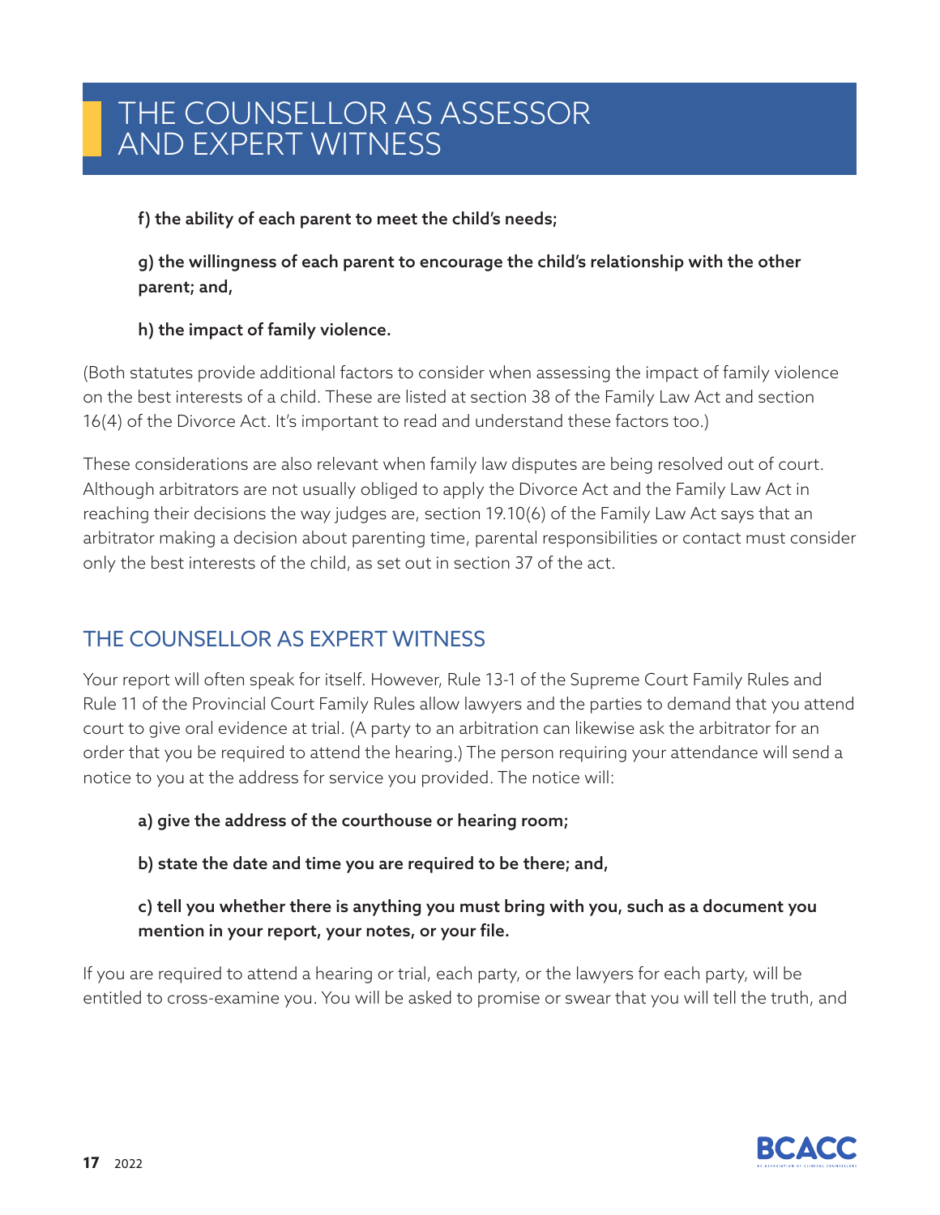**f) the ability of each parent to meet the child's needs;**

**g) the willingness of each parent to encourage the child's relationship with the other parent; and,**

**h) the impact of family violence.**

(Both statutes provide additional factors to consider when assessing the impact of family violence on the best interests of a child. These are listed at section 38 of the Family Law Act and section 16(4) of the Divorce Act. It's important to read and understand these factors too.)

These considerations are also relevant when family law disputes are being resolved out of court. Although arbitrators are not usually obliged to apply the Divorce Act and the Family Law Act in reaching their decisions the way judges are, section 19.10(6) of the Family Law Act says that an arbitrator making a decision about parenting time, parental responsibilities or contact must consider only the best interests of the child, as set out in section 37 of the act.

## THE COUNSELLOR AS EXPERT WITNESS

Your report will often speak for itself. However, Rule 13-1 of the Supreme Court Family Rules and Rule 11 of the Provincial Court Family Rules allow lawyers and the parties to demand that you attend court to give oral evidence at trial. (A party to an arbitration can likewise ask the arbitrator for an order that you be required to attend the hearing.) The person requiring your attendance will send a notice to you at the address for service you provided. The notice will:

**a) give the address of the courthouse or hearing room;**

**b) state the date and time you are required to be there; and,**

**c) tell you whether there is anything you must bring with you, such as a document you mention in your report, your notes, or your file.**

If you are required to attend a hearing or trial, each party, or the lawyers for each party, will be entitled to cross-examine you. You will be asked to promise or swear that you will tell the truth, and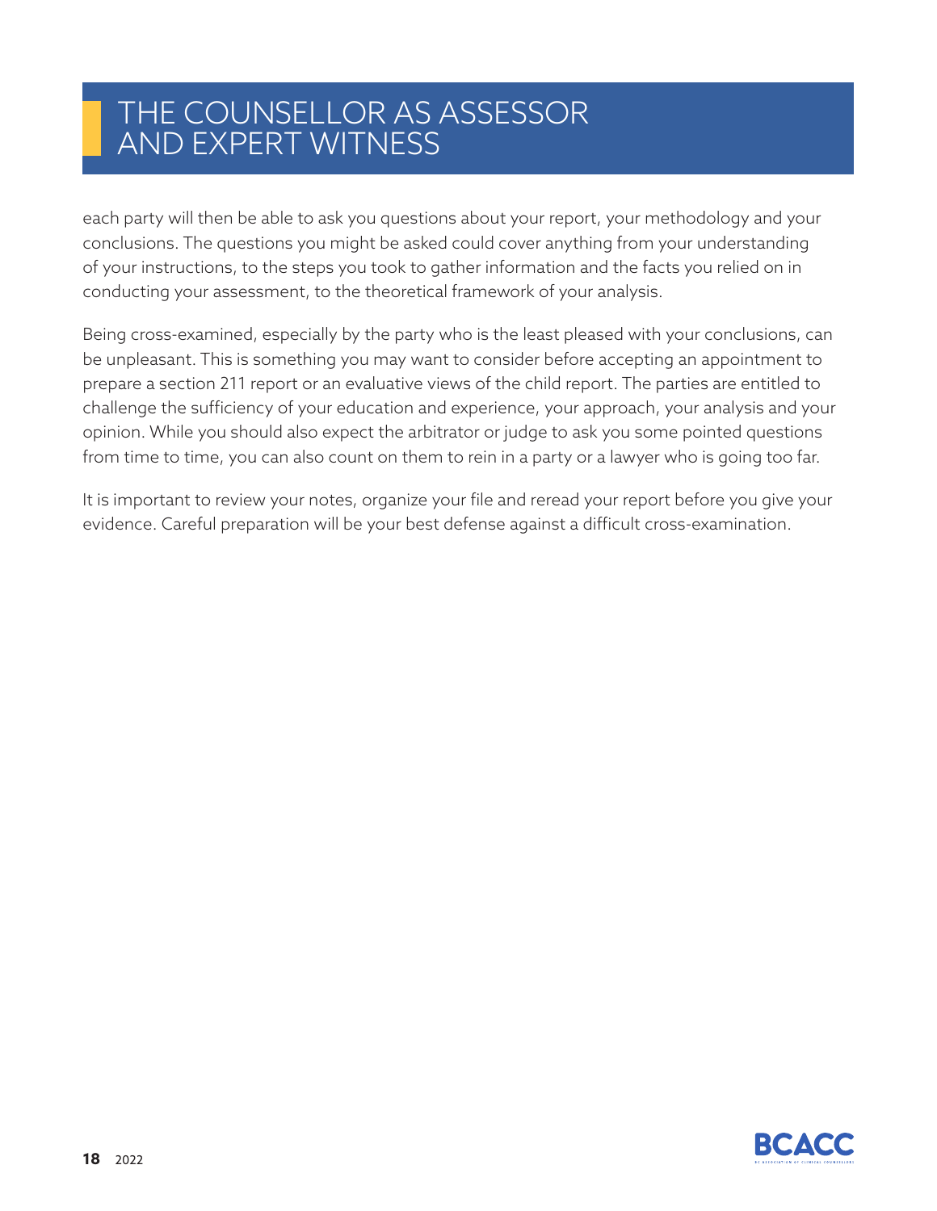each party will then be able to ask you questions about your report, your methodology and your conclusions. The questions you might be asked could cover anything from your understanding of your instructions, to the steps you took to gather information and the facts you relied on in conducting your assessment, to the theoretical framework of your analysis.

Being cross-examined, especially by the party who is the least pleased with your conclusions, can be unpleasant. This is something you may want to consider before accepting an appointment to prepare a section 211 report or an evaluative views of the child report. The parties are entitled to challenge the sufficiency of your education and experience, your approach, your analysis and your opinion. While you should also expect the arbitrator or judge to ask you some pointed questions from time to time, you can also count on them to rein in a party or a lawyer who is going too far.

It is important to review your notes, organize your file and reread your report before you give your evidence. Careful preparation will be your best defense against a difficult cross-examination.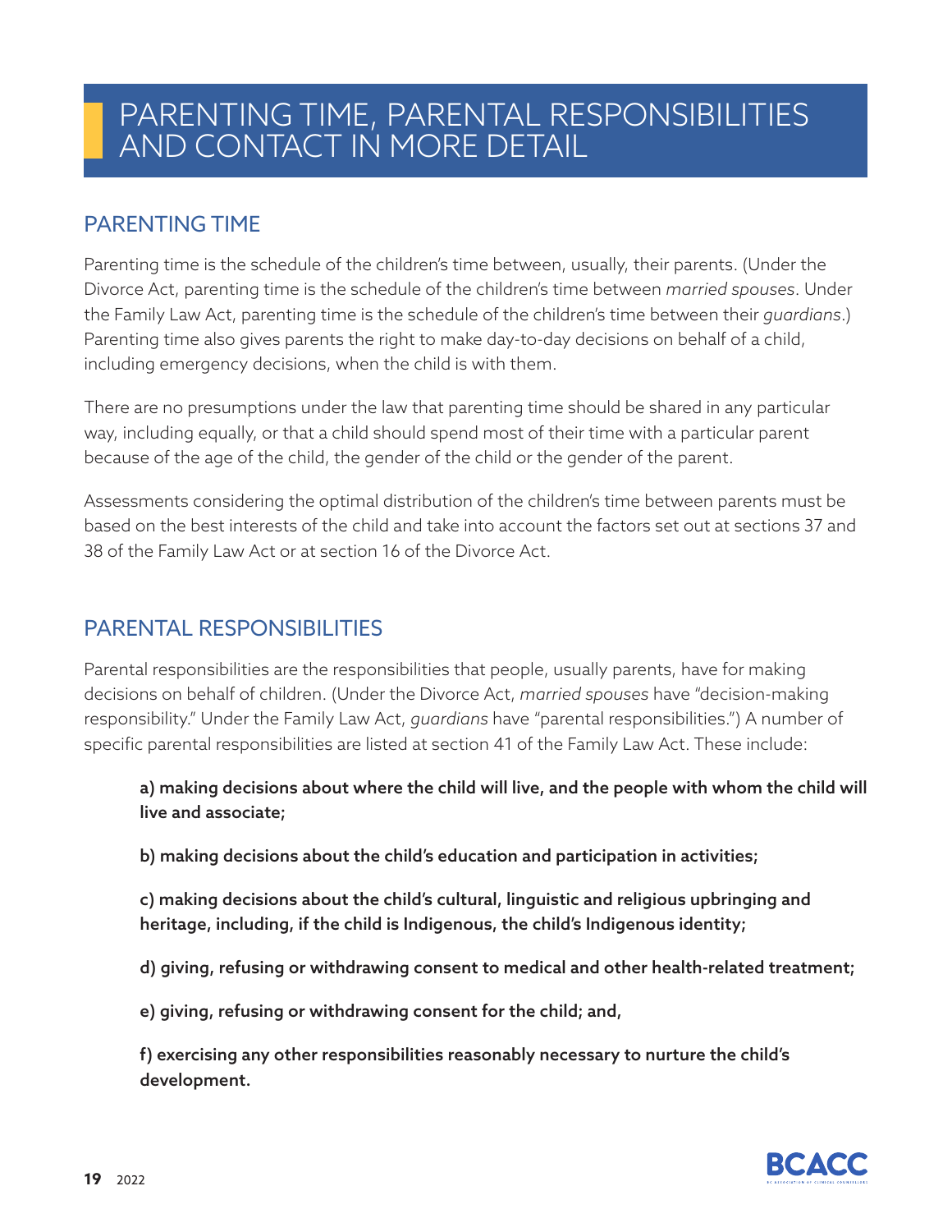# PARENTING TIME, PARENTAL RESPONSIBILITIES AND CONTACT IN MORE DETAIL

## PARENTING TIME

Parenting time is the schedule of the children's time between, usually, their parents. (Under the Divorce Act, parenting time is the schedule of the children's time between *married spouses*. Under the Family Law Act, parenting time is the schedule of the children's time between their *guardians*.) Parenting time also gives parents the right to make day-to-day decisions on behalf of a child, including emergency decisions, when the child is with them.

There are no presumptions under the law that parenting time should be shared in any particular way, including equally, or that a child should spend most of their time with a particular parent because of the age of the child, the gender of the child or the gender of the parent.

Assessments considering the optimal distribution of the children's time between parents must be based on the best interests of the child and take into account the factors set out at sections 37 and 38 of the Family Law Act or at section 16 of the Divorce Act.

## PARENTAL RESPONSIBILITIES

Parental responsibilities are the responsibilities that people, usually parents, have for making decisions on behalf of children. (Under the Divorce Act, *married spouses* have "decision-making responsibility." Under the Family Law Act, *guardians* have "parental responsibilities.") A number of specific parental responsibilities are listed at section 41 of the Family Law Act. These include:

**a) making decisions about where the child will live, and the people with whom the child will live and associate;**

**b) making decisions about the child's education and participation in activities;**

**c) making decisions about the child's cultural, linguistic and religious upbringing and heritage, including, if the child is Indigenous, the child's Indigenous identity;**

**d) giving, refusing or withdrawing consent to medical and other health-related treatment;**

**e) giving, refusing or withdrawing consent for the child; and,**

**f) exercising any other responsibilities reasonably necessary to nurture the child's development.**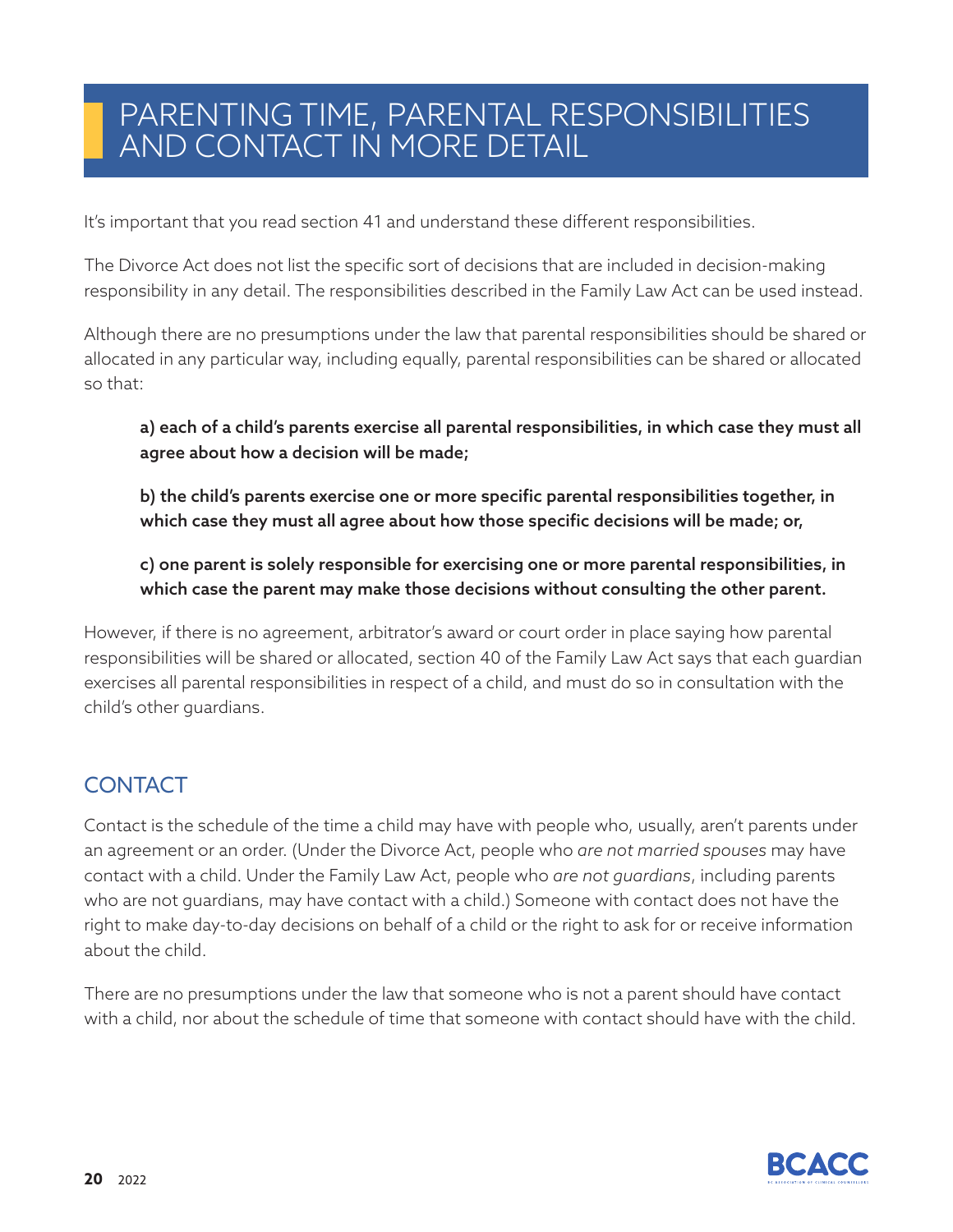# PARENTING TIME, PARENTAL RESPONSIBILITIES AND CONTACT IN MORE DETAIL

It's important that you read section 41 and understand these different responsibilities.

The Divorce Act does not list the specific sort of decisions that are included in decision-making responsibility in any detail. The responsibilities described in the Family Law Act can be used instead.

Although there are no presumptions under the law that parental responsibilities should be shared or allocated in any particular way, including equally, parental responsibilities can be shared or allocated so that:

> **a) each of a child's parents exercise all parental responsibilities, in which case they must all agree about how a decision will be made;**
>
> **b) the child's parents exercise one or more specific parental responsibilities together, in which case they must all agree about how those specific decisions will be made; or,**
>
> **c) one parent is solely responsible for exercising one or more parental responsibilities, in which case the parent may make those decisions without consulting the other parent.**

However, if there is no agreement, arbitrator's award or court order in place saying how parental responsibilities will be shared or allocated, section 40 of the Family Law Act says that each guardian exercises all parental responsibilities in respect of a child, and must do so in consultation with the child's other guardians.

## CONTACT

Contact is the schedule of the time a child may have with people who, usually, aren't parents under an agreement or an order. (Under the Divorce Act, people who *are not married spouses* may have contact with a child. Under the Family Law Act, people who *are not guardians*, including parents who are not guardians, may have contact with a child.) Someone with contact does not have the right to make day-to-day decisions on behalf of a child or the right to ask for or receive information about the child.

There are no presumptions under the law that someone who is not a parent should have contact with a child, nor about the schedule of time that someone with contact should have with the child.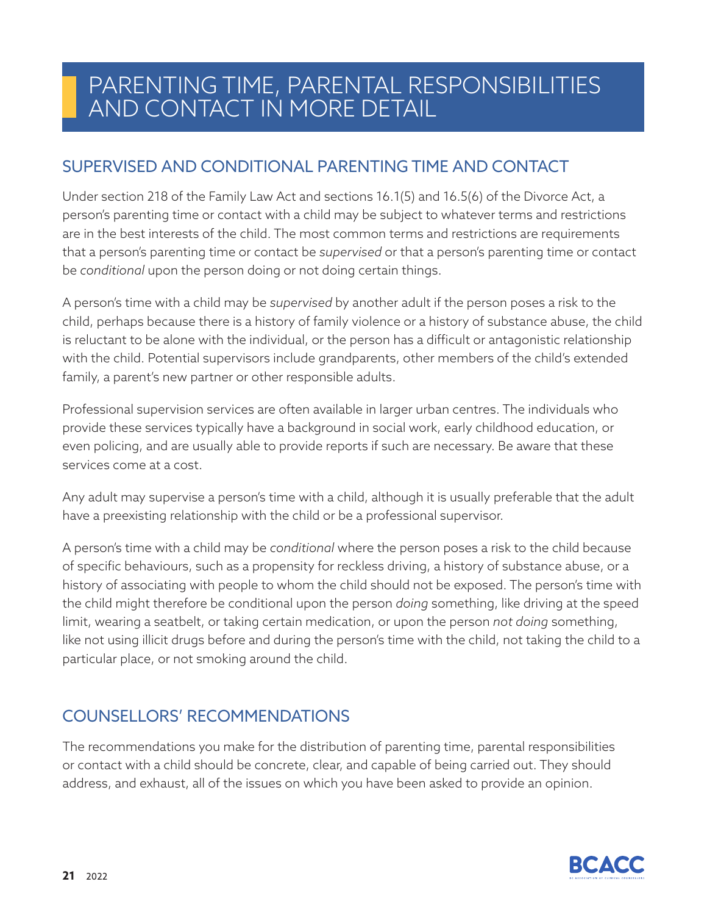# PARENTING TIME, PARENTAL RESPONSIBILITIES AND CONTACT IN MORE DETAIL

## SUPERVISED AND CONDITIONAL PARENTING TIME AND CONTACT

Under section 218 of the Family Law Act and sections 16.1(5) and 16.5(6) of the Divorce Act, a person's parenting time or contact with a child may be subject to whatever terms and restrictions are in the best interests of the child. The most common terms and restrictions are requirements that a person's parenting time or contact be *supervised* or that a person's parenting time or contact be *conditional* upon the person doing or not doing certain things.

A person's time with a child may be *supervised* by another adult if the person poses a risk to the child, perhaps because there is a history of family violence or a history of substance abuse, the child is reluctant to be alone with the individual, or the person has a difficult or antagonistic relationship with the child. Potential supervisors include grandparents, other members of the child's extended family, a parent's new partner or other responsible adults.

Professional supervision services are often available in larger urban centres. The individuals who provide these services typically have a background in social work, early childhood education, or even policing, and are usually able to provide reports if such are necessary. Be aware that these services come at a cost.

Any adult may supervise a person's time with a child, although it is usually preferable that the adult have a preexisting relationship with the child or be a professional supervisor.

A person's time with a child may be *conditional* where the person poses a risk to the child because of specific behaviours, such as a propensity for reckless driving, a history of substance abuse, or a history of associating with people to whom the child should not be exposed. The person's time with the child might therefore be conditional upon the person *doing* something, like driving at the speed limit, wearing a seatbelt, or taking certain medication, or upon the person *not doing* something, like not using illicit drugs before and during the person's time with the child, not taking the child to a particular place, or not smoking around the child.

## COUNSELLORS' RECOMMENDATIONS

The recommendations you make for the distribution of parenting time, parental responsibilities or contact with a child should be concrete, clear, and capable of being carried out. They should address, and exhaust, all of the issues on which you have been asked to provide an opinion.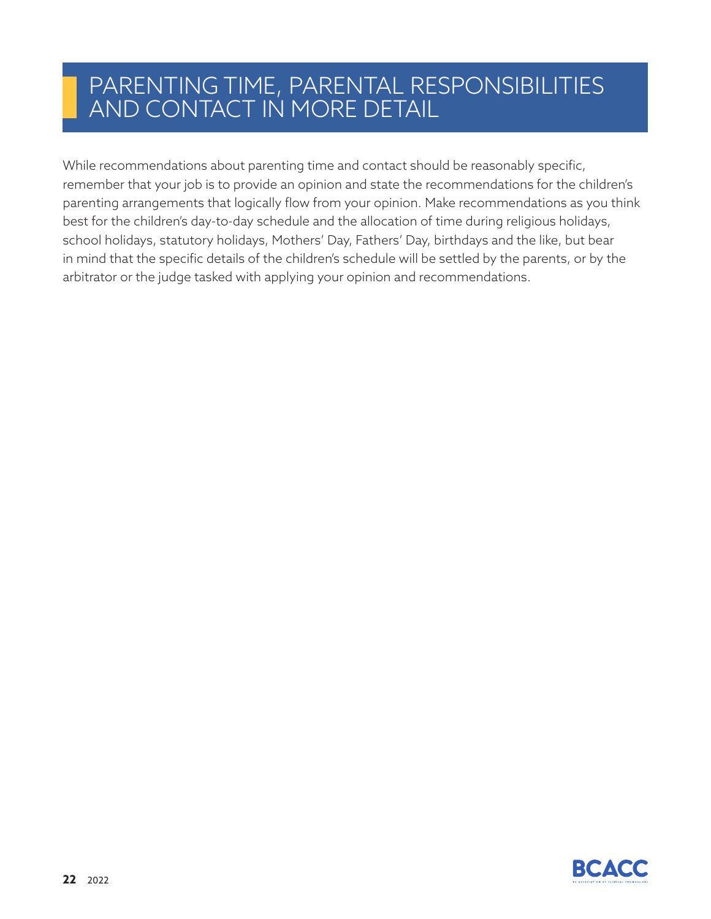# PARENTING TIME, PARENTAL RESPONSIBILITIES AND CONTACT IN MORE DETAIL

While recommendations about parenting time and contact should be reasonably specific, remember that your job is to provide an opinion and state the recommendations for the children's parenting arrangements that logically flow from your opinion. Make recommendations as you think best for the children's day-to-day schedule and the allocation of time during religious holidays, school holidays, statutory holidays, Mothers' Day, Fathers' Day, birthdays and the like, but bear in mind that the specific details of the children's schedule will be settled by the parents, or by the arbitrator or the judge tasked with applying your opinion and recommendations.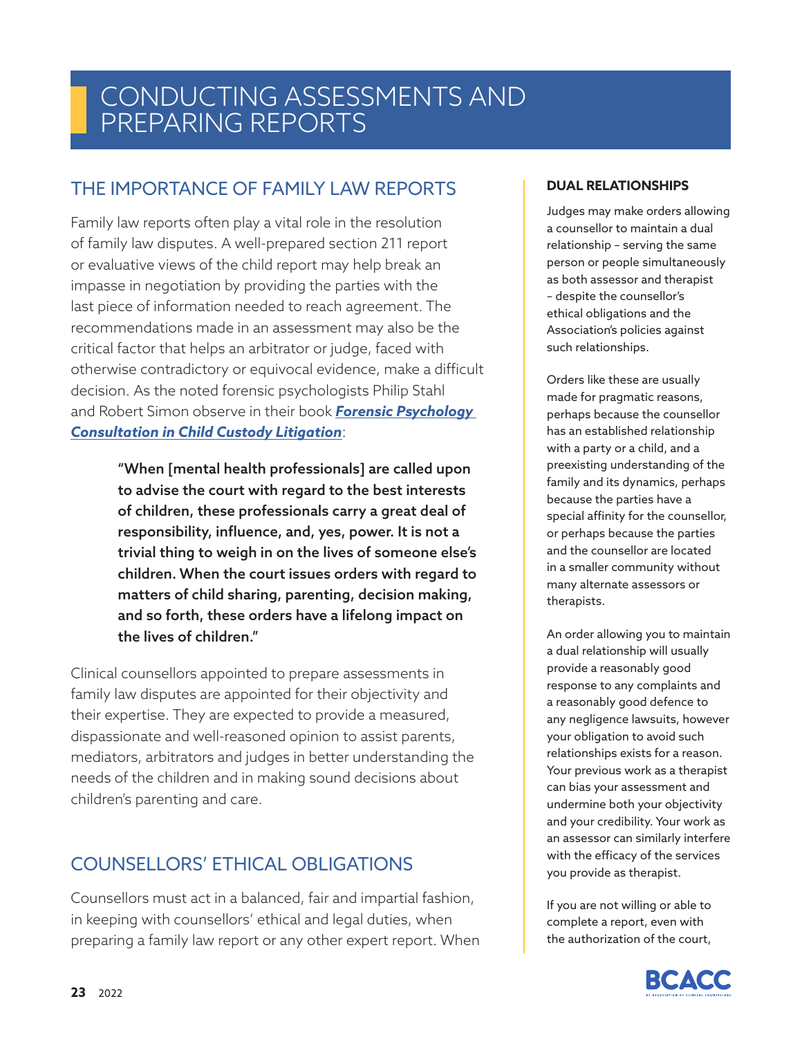# CONDUCTING ASSESSMENTS AND PREPARING REPORTS

## THE IMPORTANCE OF FAMILY LAW REPORTS

Family law reports often play a vital role in the resolution of family law disputes. A well-prepared section 211 report or evaluative views of the child report may help break an impasse in negotiation by providing the parties with the last piece of information needed to reach agreement. The recommendations made in an assessment may also be the critical factor that helps an arbitrator or judge, faced with otherwise contradictory or equivocal evidence, make a difficult decision. As the noted forensic psychologists Philip Stahl and Robert Simon observe in their book ***Forensic Psychology Consultation in Child Custody Litigation***:

> **"When [mental health professionals] are called upon to advise the court with regard to the best interests of children, these professionals carry a great deal of responsibility, influence, and, yes, power. It is not a trivial thing to weigh in on the lives of someone else's children. When the court issues orders with regard to matters of child sharing, parenting, decision making, and so forth, these orders have a lifelong impact on the lives of children."**

Clinical counsellors appointed to prepare assessments in family law disputes are appointed for their objectivity and their expertise. They are expected to provide a measured, dispassionate and well-reasoned opinion to assist parents, mediators, arbitrators and judges in better understanding the needs of the children and in making sound decisions about children's parenting and care.

## COUNSELLORS' ETHICAL OBLIGATIONS

Counsellors must act in a balanced, fair and impartial fashion, in keeping with counsellors' ethical and legal duties, when preparing a family law report or any other expert report. When

### DUAL RELATIONSHIPS

Judges may make orders allowing a counsellor to maintain a dual relationship – serving the same person or people simultaneously as both assessor and therapist – despite the counsellor's ethical obligations and the Association's policies against such relationships.

Orders like these are usually made for pragmatic reasons, perhaps because the counsellor has an established relationship with a party or a child, and a preexisting understanding of the family and its dynamics, perhaps because the parties have a special affinity for the counsellor, or perhaps because the parties and the counsellor are located in a smaller community without many alternate assessors or therapists.

An order allowing you to maintain a dual relationship will usually provide a reasonably good response to any complaints and a reasonably good defence to any negligence lawsuits, however your obligation to avoid such relationships exists for a reason. Your previous work as a therapist can bias your assessment and undermine both your objectivity and your credibility. Your work as an assessor can similarly interfere with the efficacy of the services you provide as therapist.

If you are not willing or able to complete a report, even with the authorization of the court,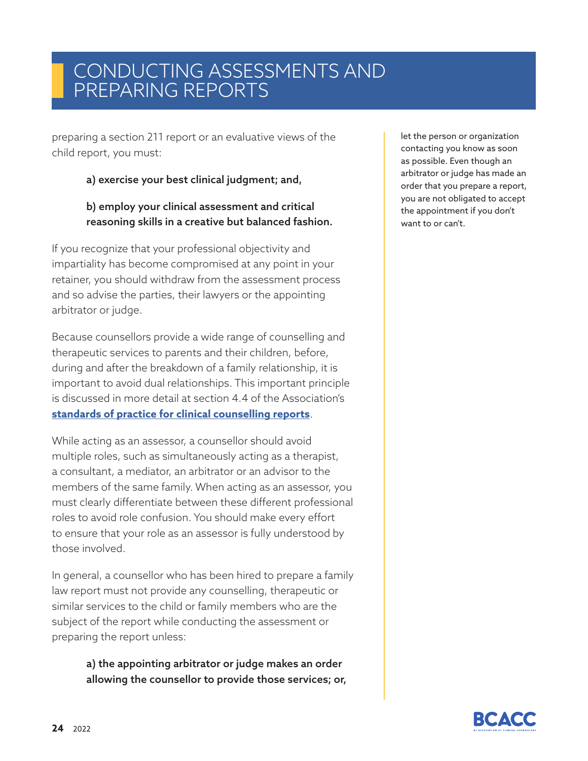# CONDUCTING ASSESSMENTS AND PREPARING REPORTS

preparing a section 211 report or an evaluative views of the child report, you must:

> **a) exercise your best clinical judgment; and,**
>
> **b) employ your clinical assessment and critical reasoning skills in a creative but balanced fashion.**

If you recognize that your professional objectivity and impartiality has become compromised at any point in your retainer, you should withdraw from the assessment process and so advise the parties, their lawyers or the appointing arbitrator or judge.

Because counsellors provide a wide range of counselling and therapeutic services to parents and their children, before, during and after the breakdown of a family relationship, it is important to avoid dual relationships. This important principle is discussed in more detail at section 4.4 of the Association's **standards of practice for clinical counselling reports**.

While acting as an assessor, a counsellor should avoid multiple roles, such as simultaneously acting as a therapist, a consultant, a mediator, an arbitrator or an advisor to the members of the same family. When acting as an assessor, you must clearly differentiate between these different professional roles to avoid role confusion. You should make every effort to ensure that your role as an assessor is fully understood by those involved.

In general, a counsellor who has been hired to prepare a family law report must not provide any counselling, therapeutic or similar services to the child or family members who are the subject of the report while conducting the assessment or preparing the report unless:

> **a) the appointing arbitrator or judge makes an order allowing the counsellor to provide those services; or,**

let the person or organization contacting you know as soon as possible. Even though an arbitrator or judge has made an order that you prepare a report, you are not obligated to accept the appointment if you don't want to or can't.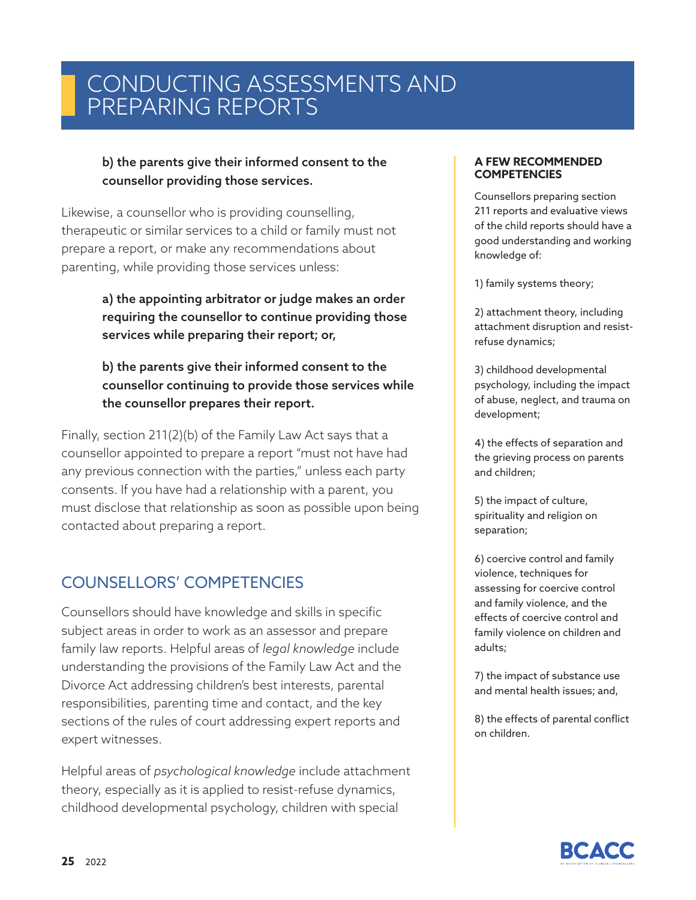# CONDUCTING ASSESSMENTS AND PREPARING REPORTS

> **b) the parents give their informed consent to the counsellor providing those services.**

Likewise, a counsellor who is providing counselling, therapeutic or similar services to a child or family must not prepare a report, or make any recommendations about parenting, while providing those services unless:

> **a) the appointing arbitrator or judge makes an order requiring the counsellor to continue providing those services while preparing their report; or,**
>
> **b) the parents give their informed consent to the counsellor continuing to provide those services while the counsellor prepares their report.**

Finally, section 211(2)(b) of the Family Law Act says that a counsellor appointed to prepare a report "must not have had any previous connection with the parties," unless each party consents. If you have had a relationship with a parent, you must disclose that relationship as soon as possible upon being contacted about preparing a report.

## COUNSELLORS' COMPETENCIES

Counsellors should have knowledge and skills in specific subject areas in order to work as an assessor and prepare family law reports. Helpful areas of *legal knowledge* include understanding the provisions of the Family Law Act and the Divorce Act addressing children's best interests, parental responsibilities, parenting time and contact, and the key sections of the rules of court addressing expert reports and expert witnesses.

Helpful areas of *psychological knowledge* include attachment theory, especially as it is applied to resist-refuse dynamics, childhood developmental psychology, children with special

**A FEW RECOMMENDED COMPETENCIES**

Counsellors preparing section 211 reports and evaluative views of the child reports should have a good understanding and working knowledge of:

1) family systems theory;

2) attachment theory, including attachment disruption and resist-refuse dynamics;

3) childhood developmental psychology, including the impact of abuse, neglect, and trauma on development;

4) the effects of separation and the grieving process on parents and children;

5) the impact of culture, spirituality and religion on separation;

6) coercive control and family violence, techniques for assessing for coercive control and family violence, and the effects of coercive control and family violence on children and adults;

7) the impact of substance use and mental health issues; and,

8) the effects of parental conflict on children.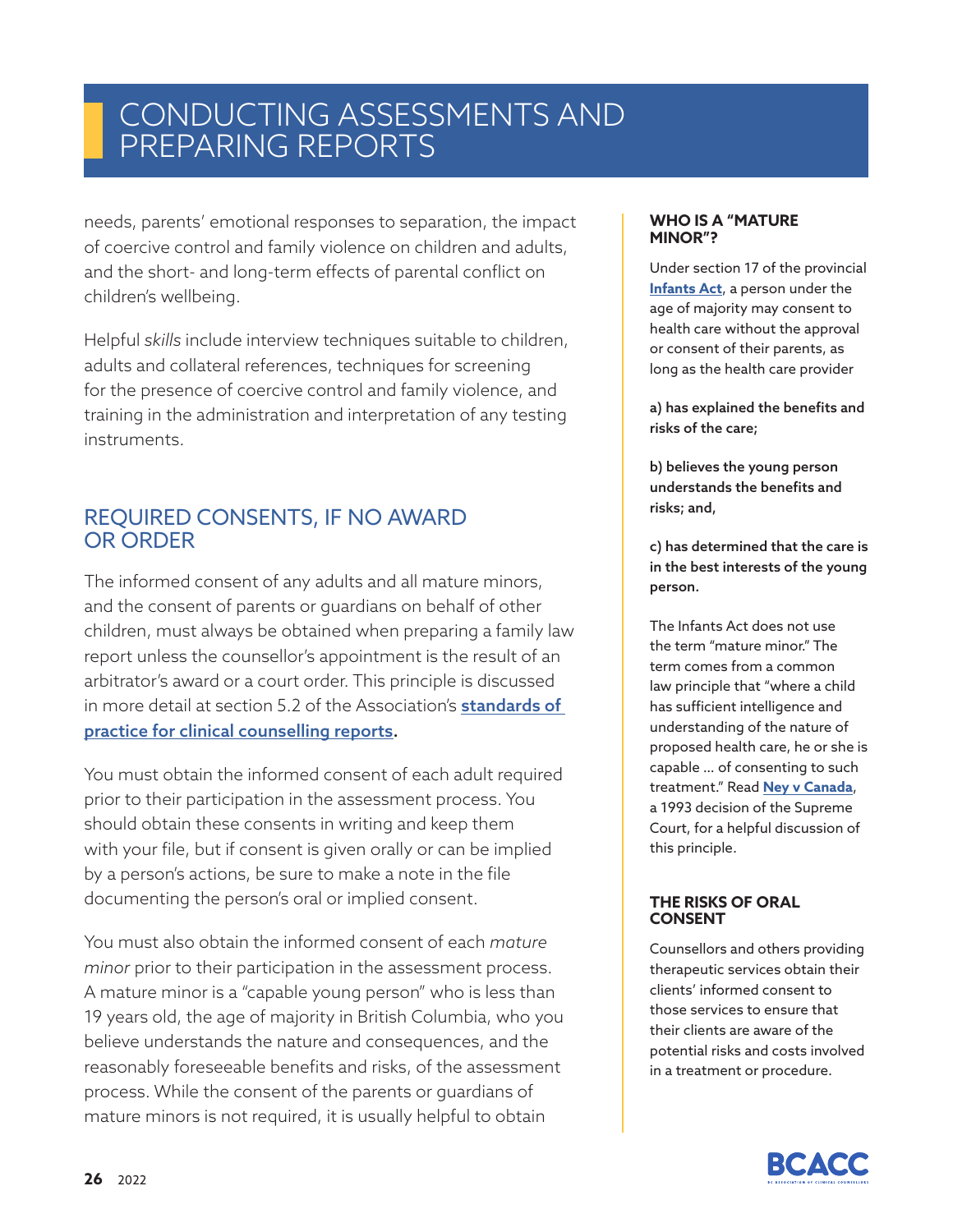needs, parents' emotional responses to separation, the impact of coercive control and family violence on children and adults, and the short- and long-term effects of parental conflict on children's wellbeing.

Helpful *skills* include interview techniques suitable to children, adults and collateral references, techniques for screening for the presence of coercive control and family violence, and training in the administration and interpretation of any testing instruments.

## REQUIRED CONSENTS, IF NO AWARD OR ORDER

The informed consent of any adults and all mature minors, and the consent of parents or guardians on behalf of other children, must always be obtained when preparing a family law report unless the counsellor's appointment is the result of an arbitrator's award or a court order. This principle is discussed in more detail at section 5.2 of the Association's **standards of practice for clinical counselling reports**.

You must obtain the informed consent of each adult required prior to their participation in the assessment process. You should obtain these consents in writing and keep them with your file, but if consent is given orally or can be implied by a person's actions, be sure to make a note in the file documenting the person's oral or implied consent.

You must also obtain the informed consent of each *mature minor* prior to their participation in the assessment process. A mature minor is a "capable young person" who is less than 19 years old, the age of majority in British Columbia, who you believe understands the nature and consequences, and the reasonably foreseeable benefits and risks, of the assessment process. While the consent of the parents or guardians of mature minors is not required, it is usually helpful to obtain

### WHO IS A "MATURE MINOR"?

Under section 17 of the provincial **Infants Act**, a person under the age of majority may consent to health care without the approval or consent of their parents, as long as the health care provider

**a) has explained the benefits and risks of the care;**

**b) believes the young person understands the benefits and risks; and,**

**c) has determined that the care is in the best interests of the young person.**

The Infants Act does not use the term "mature minor." The term comes from a common law principle that "where a child has sufficient intelligence and understanding of the nature of proposed health care, he or she is capable ... of consenting to such treatment." Read **Ney v Canada**, a 1993 decision of the Supreme Court, for a helpful discussion of this principle.

### THE RISKS OF ORAL CONSENT

Counsellors and others providing therapeutic services obtain their clients' informed consent to those services to ensure that their clients are aware of the potential risks and costs involved in a treatment or procedure.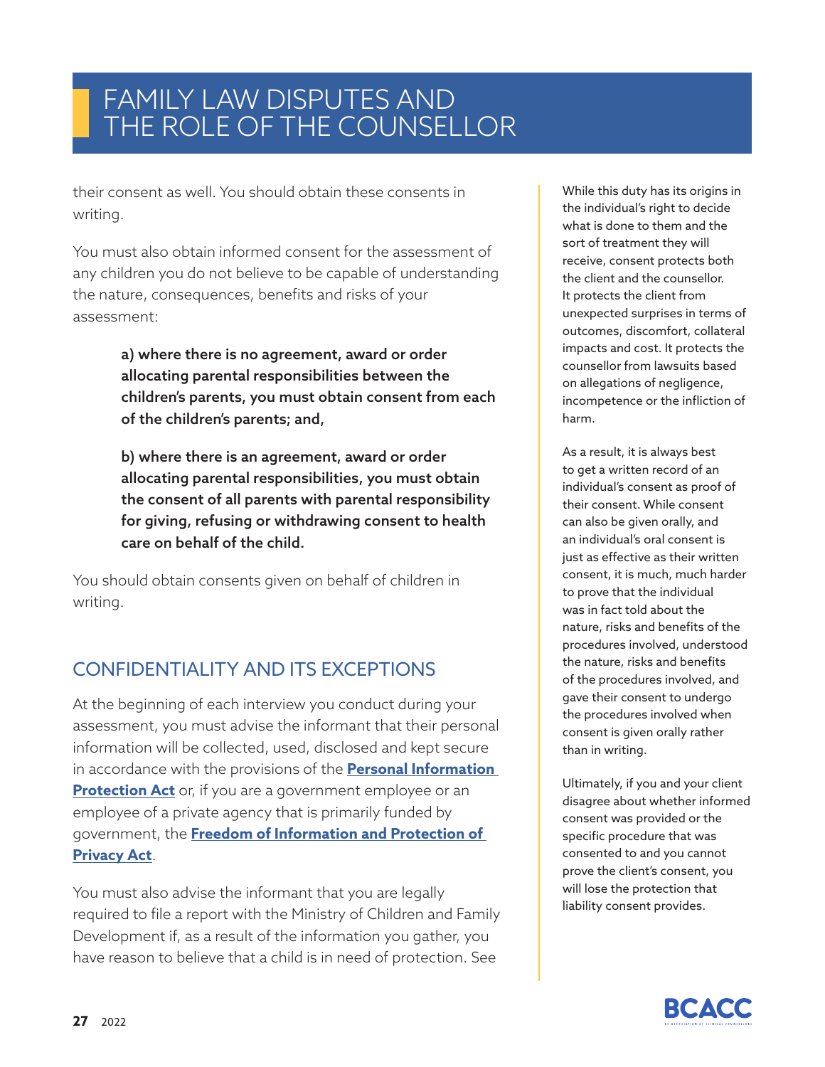their consent as well. You should obtain these consents in writing.

You must also obtain informed consent for the assessment of any children you do not believe to be capable of understanding the nature, consequences, benefits and risks of your assessment:

> **a) where there is no agreement, award or order allocating parental responsibilities between the children's parents, you must obtain consent from each of the children's parents; and,**
>
> **b) where there is an agreement, award or order allocating parental responsibilities, you must obtain the consent of all parents with parental responsibility for giving, refusing or withdrawing consent to health care on behalf of the child.**

You should obtain consents given on behalf of children in writing.

## CONFIDENTIALITY AND ITS EXCEPTIONS

At the beginning of each interview you conduct during your assessment, you must advise the informant that their personal information will be collected, used, disclosed and kept secure in accordance with the provisions of the **Personal Information Protection Act** or, if you are a government employee or an employee of a private agency that is primarily funded by government, the **Freedom of Information and Protection of Privacy Act**.

You must also advise the informant that you are legally required to file a report with the Ministry of Children and Family Development if, as a result of the information you gather, you have reason to believe that a child is in need of protection. See

While this duty has its origins in the individual's right to decide what is done to them and the sort of treatment they will receive, consent protects both the client and the counsellor. It protects the client from unexpected surprises in terms of outcomes, discomfort, collateral impacts and cost. It protects the counsellor from lawsuits based on allegations of negligence, incompetence or the infliction of harm.

As a result, it is always best to get a written record of an individual's consent as proof of their consent. While consent can also be given orally, and an individual's oral consent is just as effective as their written consent, it is much, much harder to prove that the individual was in fact told about the nature, risks and benefits of the procedures involved, understood the nature, risks and benefits of the procedures involved, and gave their consent to undergo the procedures involved when consent is given orally rather than in writing.

Ultimately, if you and your client disagree about whether informed consent was provided or the specific procedure that was consented to and you cannot prove the client's consent, you will lose the protection that liability consent provides.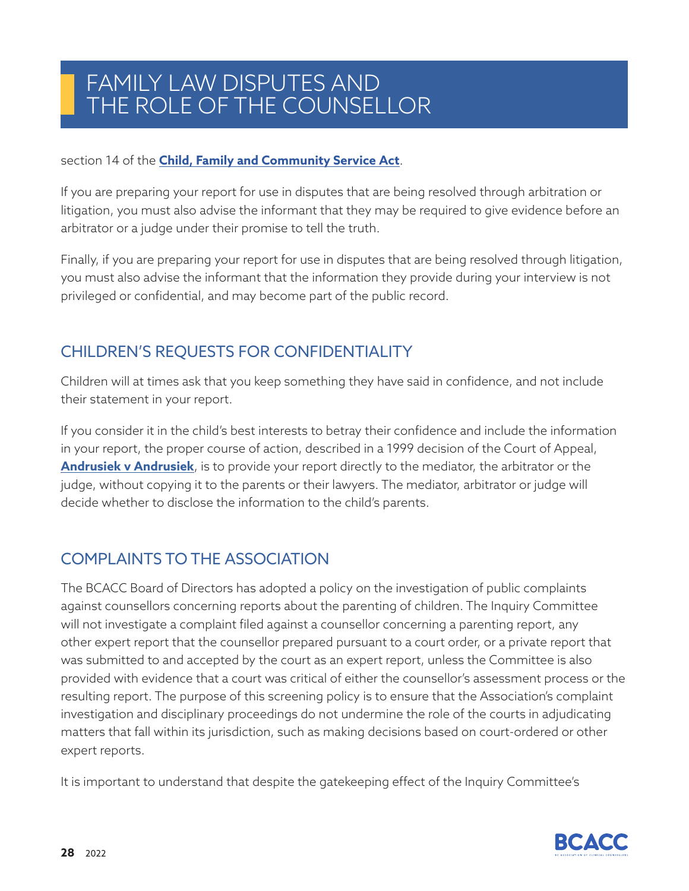section 14 of the **Child, Family and Community Service Act**.

If you are preparing your report for use in disputes that are being resolved through arbitration or litigation, you must also advise the informant that they may be required to give evidence before an arbitrator or a judge under their promise to tell the truth.

Finally, if you are preparing your report for use in disputes that are being resolved through litigation, you must also advise the informant that the information they provide during your interview is not privileged or confidential, and may become part of the public record.

## CHILDREN'S REQUESTS FOR CONFIDENTIALITY

Children will at times ask that you keep something they have said in confidence, and not include their statement in your report.

If you consider it in the child's best interests to betray their confidence and include the information in your report, the proper course of action, described in a 1999 decision of the Court of Appeal, **Andrusiek v Andrusiek**, is to provide your report directly to the mediator, the arbitrator or the judge, without copying it to the parents or their lawyers. The mediator, arbitrator or judge will decide whether to disclose the information to the child's parents.

## COMPLAINTS TO THE ASSOCIATION

The BCACC Board of Directors has adopted a policy on the investigation of public complaints against counsellors concerning reports about the parenting of children. The Inquiry Committee will not investigate a complaint filed against a counsellor concerning a parenting report, any other expert report that the counsellor prepared pursuant to a court order, or a private report that was submitted to and accepted by the court as an expert report, unless the Committee is also provided with evidence that a court was critical of either the counsellor's assessment process or the resulting report. The purpose of this screening policy is to ensure that the Association's complaint investigation and disciplinary proceedings do not undermine the role of the courts in adjudicating matters that fall within its jurisdiction, such as making decisions based on court-ordered or other expert reports.

It is important to understand that despite the gatekeeping effect of the Inquiry Committee's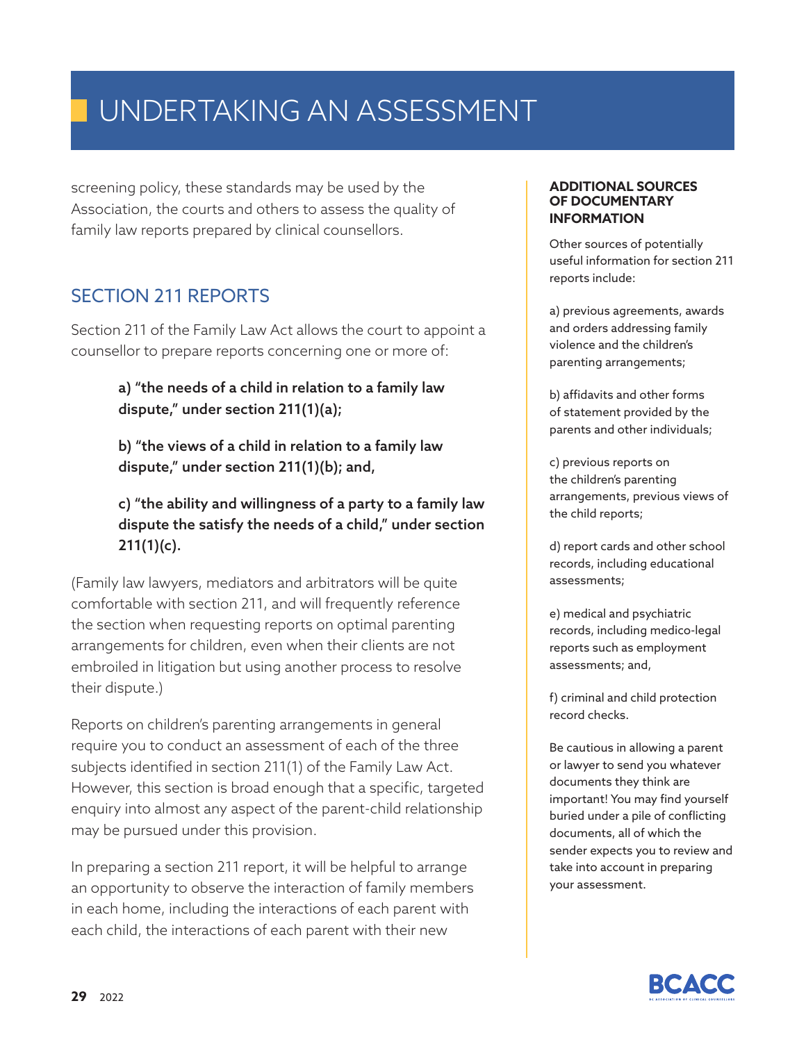# UNDERTAKING AN ASSESSMENT

screening policy, these standards may be used by the Association, the courts and others to assess the quality of family law reports prepared by clinical counsellors.

## SECTION 211 REPORTS

Section 211 of the Family Law Act allows the court to appoint a counsellor to prepare reports concerning one or more of:

> **a) "the needs of a child in relation to a family law dispute," under section 211(1)(a);**
>
> **b) "the views of a child in relation to a family law dispute," under section 211(1)(b); and,**
>
> **c) "the ability and willingness of a party to a family law dispute the satisfy the needs of a child," under section 211(1)(c).**

(Family law lawyers, mediators and arbitrators will be quite comfortable with section 211, and will frequently reference the section when requesting reports on optimal parenting arrangements for children, even when their clients are not embroiled in litigation but using another process to resolve their dispute.)

Reports on children's parenting arrangements in general require you to conduct an assessment of each of the three subjects identified in section 211(1) of the Family Law Act. However, this section is broad enough that a specific, targeted enquiry into almost any aspect of the parent-child relationship may be pursued under this provision.

In preparing a section 211 report, it will be helpful to arrange an opportunity to observe the interaction of family members in each home, including the interactions of each parent with each child, the interactions of each parent with their new

### ADDITIONAL SOURCES OF DOCUMENTARY INFORMATION

Other sources of potentially useful information for section 211 reports include:

a) previous agreements, awards and orders addressing family violence and the children's parenting arrangements;

b) affidavits and other forms of statement provided by the parents and other individuals;

c) previous reports on the children's parenting arrangements, previous views of the child reports;

d) report cards and other school records, including educational assessments;

e) medical and psychiatric records, including medico-legal reports such as employment assessments; and,

f) criminal and child protection record checks.

Be cautious in allowing a parent or lawyer to send you whatever documents they think are important! You may find yourself buried under a pile of conflicting documents, all of which the sender expects you to review and take into account in preparing your assessment.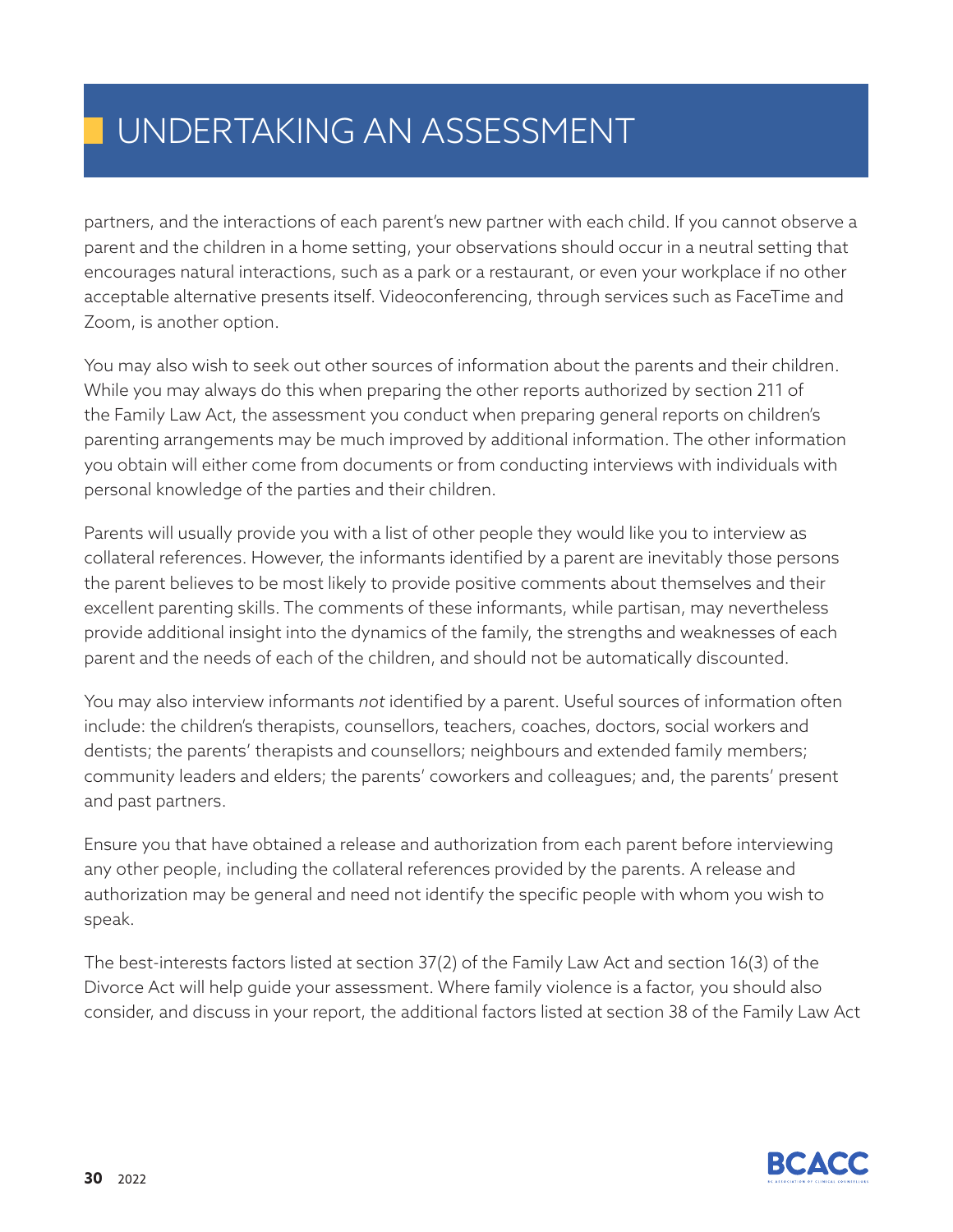# UNDERTAKING AN ASSESSMENT

partners, and the interactions of each parent's new partner with each child. If you cannot observe a parent and the children in a home setting, your observations should occur in a neutral setting that encourages natural interactions, such as a park or a restaurant, or even your workplace if no other acceptable alternative presents itself. Videoconferencing, through services such as FaceTime and Zoom, is another option.

You may also wish to seek out other sources of information about the parents and their children. While you may always do this when preparing the other reports authorized by section 211 of the Family Law Act, the assessment you conduct when preparing general reports on children's parenting arrangements may be much improved by additional information. The other information you obtain will either come from documents or from conducting interviews with individuals with personal knowledge of the parties and their children.

Parents will usually provide you with a list of other people they would like you to interview as collateral references. However, the informants identified by a parent are inevitably those persons the parent believes to be most likely to provide positive comments about themselves and their excellent parenting skills. The comments of these informants, while partisan, may nevertheless provide additional insight into the dynamics of the family, the strengths and weaknesses of each parent and the needs of each of the children, and should not be automatically discounted.

You may also interview informants *not* identified by a parent. Useful sources of information often include: the children's therapists, counsellors, teachers, coaches, doctors, social workers and dentists; the parents' therapists and counsellors; neighbours and extended family members; community leaders and elders; the parents' coworkers and colleagues; and, the parents' present and past partners.

Ensure you that have obtained a release and authorization from each parent before interviewing any other people, including the collateral references provided by the parents. A release and authorization may be general and need not identify the specific people with whom you wish to speak.

The best-interests factors listed at section 37(2) of the Family Law Act and section 16(3) of the Divorce Act will help guide your assessment. Where family violence is a factor, you should also consider, and discuss in your report, the additional factors listed at section 38 of the Family Law Act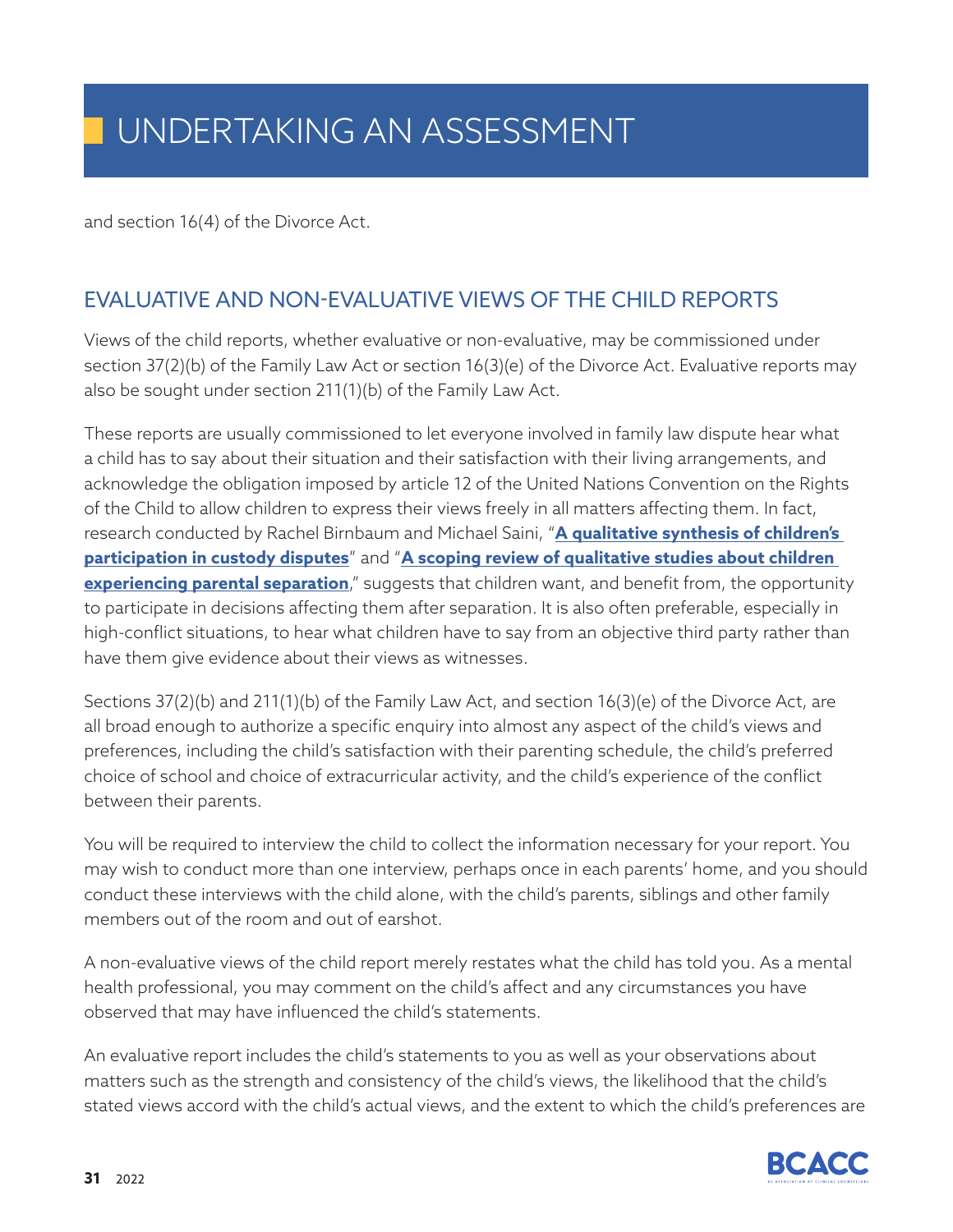and section 16(4) of the Divorce Act.

## EVALUATIVE AND NON-EVALUATIVE VIEWS OF THE CHILD REPORTS

Views of the child reports, whether evaluative or non-evaluative, may be commissioned under section 37(2)(b) of the Family Law Act or section 16(3)(e) of the Divorce Act. Evaluative reports may also be sought under section 211(1)(b) of the Family Law Act.

These reports are usually commissioned to let everyone involved in family law dispute hear what a child has to say about their situation and their satisfaction with their living arrangements, and acknowledge the obligation imposed by article 12 of the United Nations Convention on the Rights of the Child to allow children to express their views freely in all matters affecting them. In fact, research conducted by Rachel Birnbaum and Michael Saini, "**A qualitative synthesis of children's participation in custody disputes**" and "**A scoping review of qualitative studies about children experiencing parental separation**," suggests that children want, and benefit from, the opportunity to participate in decisions affecting them after separation. It is also often preferable, especially in high-conflict situations, to hear what children have to say from an objective third party rather than have them give evidence about their views as witnesses.

Sections 37(2)(b) and 211(1)(b) of the Family Law Act, and section 16(3)(e) of the Divorce Act, are all broad enough to authorize a specific enquiry into almost any aspect of the child's views and preferences, including the child's satisfaction with their parenting schedule, the child's preferred choice of school and choice of extracurricular activity, and the child's experience of the conflict between their parents.

You will be required to interview the child to collect the information necessary for your report. You may wish to conduct more than one interview, perhaps once in each parents' home, and you should conduct these interviews with the child alone, with the child's parents, siblings and other family members out of the room and out of earshot.

A non-evaluative views of the child report merely restates what the child has told you. As a mental health professional, you may comment on the child's affect and any circumstances you have observed that may have influenced the child's statements.

An evaluative report includes the child's statements to you as well as your observations about matters such as the strength and consistency of the child's views, the likelihood that the child's stated views accord with the child's actual views, and the extent to which the child's preferences are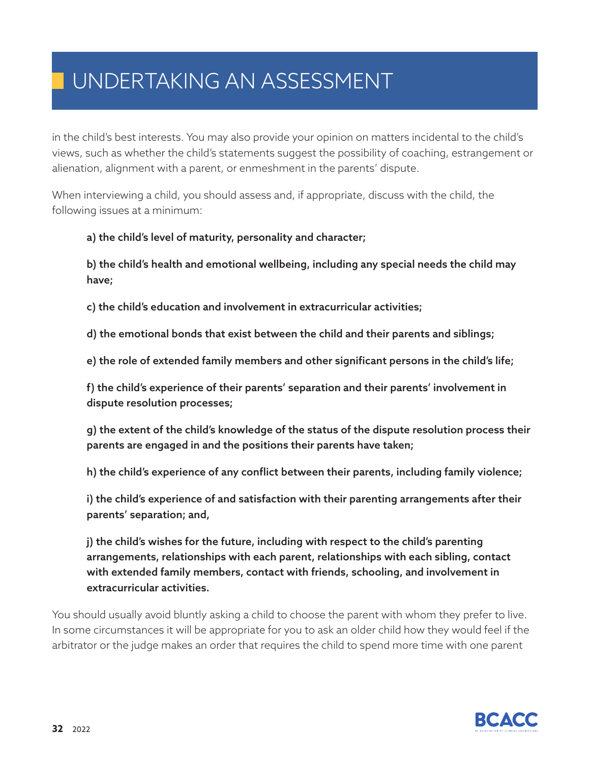in the child's best interests. You may also provide your opinion on matters incidental to the child's views, such as whether the child's statements suggest the possibility of coaching, estrangement or alienation, alignment with a parent, or enmeshment in the parents' dispute.

When interviewing a child, you should assess and, if appropriate, discuss with the child, the following issues at a minimum:

> **a) the child's level of maturity, personality and character;**
>
> **b) the child's health and emotional wellbeing, including any special needs the child may have;**
>
> **c) the child's education and involvement in extracurricular activities;**
>
> **d) the emotional bonds that exist between the child and their parents and siblings;**
>
> **e) the role of extended family members and other significant persons in the child's life;**
>
> **f) the child's experience of their parents' separation and their parents' involvement in dispute resolution processes;**
>
> **g) the extent of the child's knowledge of the status of the dispute resolution process their parents are engaged in and the positions their parents have taken;**
>
> **h) the child's experience of any conflict between their parents, including family violence;**
>
> **i) the child's experience of and satisfaction with their parenting arrangements after their parents' separation; and,**
>
> **j) the child's wishes for the future, including with respect to the child's parenting arrangements, relationships with each parent, relationships with each sibling, contact with extended family members, contact with friends, schooling, and involvement in extracurricular activities.**

You should usually avoid bluntly asking a child to choose the parent with whom they prefer to live. In some circumstances it will be appropriate for you to ask an older child how they would feel if the arbitrator or the judge makes an order that requires the child to spend more time with one parent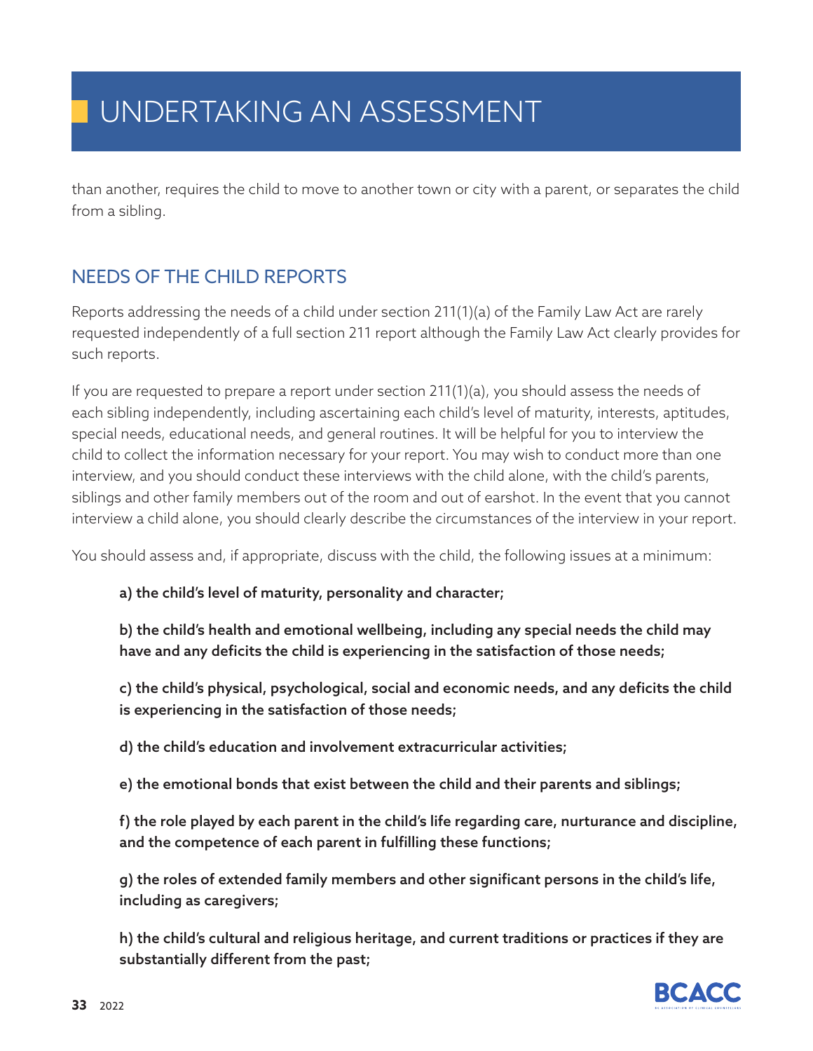than another, requires the child to move to another town or city with a parent, or separates the child from a sibling.

## NEEDS OF THE CHILD REPORTS

Reports addressing the needs of a child under section 211(1)(a) of the Family Law Act are rarely requested independently of a full section 211 report although the Family Law Act clearly provides for such reports.

If you are requested to prepare a report under section 211(1)(a), you should assess the needs of each sibling independently, including ascertaining each child's level of maturity, interests, aptitudes, special needs, educational needs, and general routines. It will be helpful for you to interview the child to collect the information necessary for your report. You may wish to conduct more than one interview, and you should conduct these interviews with the child alone, with the child's parents, siblings and other family members out of the room and out of earshot. In the event that you cannot interview a child alone, you should clearly describe the circumstances of the interview in your report.

You should assess and, if appropriate, discuss with the child, the following issues at a minimum:

**a) the child's level of maturity, personality and character;**

**b) the child's health and emotional wellbeing, including any special needs the child may have and any deficits the child is experiencing in the satisfaction of those needs;**

**c) the child's physical, psychological, social and economic needs, and any deficits the child is experiencing in the satisfaction of those needs;**

**d) the child's education and involvement extracurricular activities;**

**e) the emotional bonds that exist between the child and their parents and siblings;**

**f) the role played by each parent in the child's life regarding care, nurturance and discipline, and the competence of each parent in fulfilling these functions;**

**g) the roles of extended family members and other significant persons in the child's life, including as caregivers;**

**h) the child's cultural and religious heritage, and current traditions or practices if they are substantially different from the past;**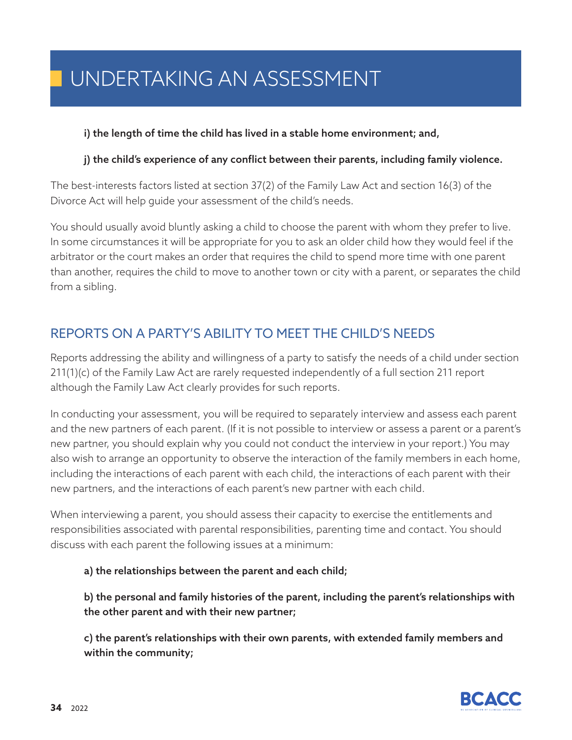# UNDERTAKING AN ASSESSMENT

**i) the length of time the child has lived in a stable home environment; and,**

**j) the child's experience of any conflict between their parents, including family violence.**

The best-interests factors listed at section 37(2) of the Family Law Act and section 16(3) of the Divorce Act will help guide your assessment of the child's needs.

You should usually avoid bluntly asking a child to choose the parent with whom they prefer to live. In some circumstances it will be appropriate for you to ask an older child how they would feel if the arbitrator or the court makes an order that requires the child to spend more time with one parent than another, requires the child to move to another town or city with a parent, or separates the child from a sibling.

## REPORTS ON A PARTY'S ABILITY TO MEET THE CHILD'S NEEDS

Reports addressing the ability and willingness of a party to satisfy the needs of a child under section 211(1)(c) of the Family Law Act are rarely requested independently of a full section 211 report although the Family Law Act clearly provides for such reports.

In conducting your assessment, you will be required to separately interview and assess each parent and the new partners of each parent. (If it is not possible to interview or assess a parent or a parent's new partner, you should explain why you could not conduct the interview in your report.) You may also wish to arrange an opportunity to observe the interaction of the family members in each home, including the interactions of each parent with each child, the interactions of each parent with their new partners, and the interactions of each parent's new partner with each child.

When interviewing a parent, you should assess their capacity to exercise the entitlements and responsibilities associated with parental responsibilities, parenting time and contact. You should discuss with each parent the following issues at a minimum:

**a) the relationships between the parent and each child;**

**b) the personal and family histories of the parent, including the parent's relationships with the other parent and with their new partner;**

**c) the parent's relationships with their own parents, with extended family members and within the community;**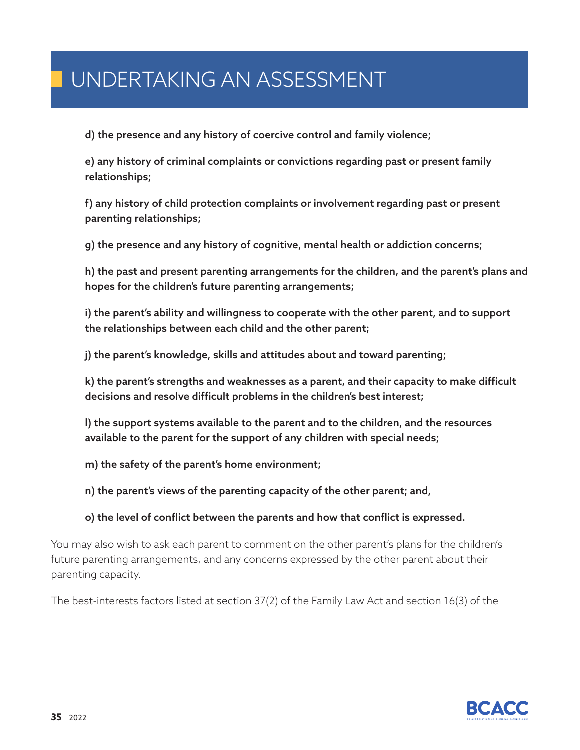# UNDERTAKING AN ASSESSMENT

**d) the presence and any history of coercive control and family violence;**

**e) any history of criminal complaints or convictions regarding past or present family relationships;**

**f) any history of child protection complaints or involvement regarding past or present parenting relationships;**

**g) the presence and any history of cognitive, mental health or addiction concerns;**

**h) the past and present parenting arrangements for the children, and the parent's plans and hopes for the children's future parenting arrangements;**

**i) the parent's ability and willingness to cooperate with the other parent, and to support the relationships between each child and the other parent;**

**j) the parent's knowledge, skills and attitudes about and toward parenting;**

**k) the parent's strengths and weaknesses as a parent, and their capacity to make difficult decisions and resolve difficult problems in the children's best interest;**

**l) the support systems available to the parent and to the children, and the resources available to the parent for the support of any children with special needs;**

**m) the safety of the parent's home environment;**

**n) the parent's views of the parenting capacity of the other parent; and,**

**o) the level of conflict between the parents and how that conflict is expressed.**

You may also wish to ask each parent to comment on the other parent's plans for the children's future parenting arrangements, and any concerns expressed by the other parent about their parenting capacity.

The best-interests factors listed at section 37(2) of the Family Law Act and section 16(3) of the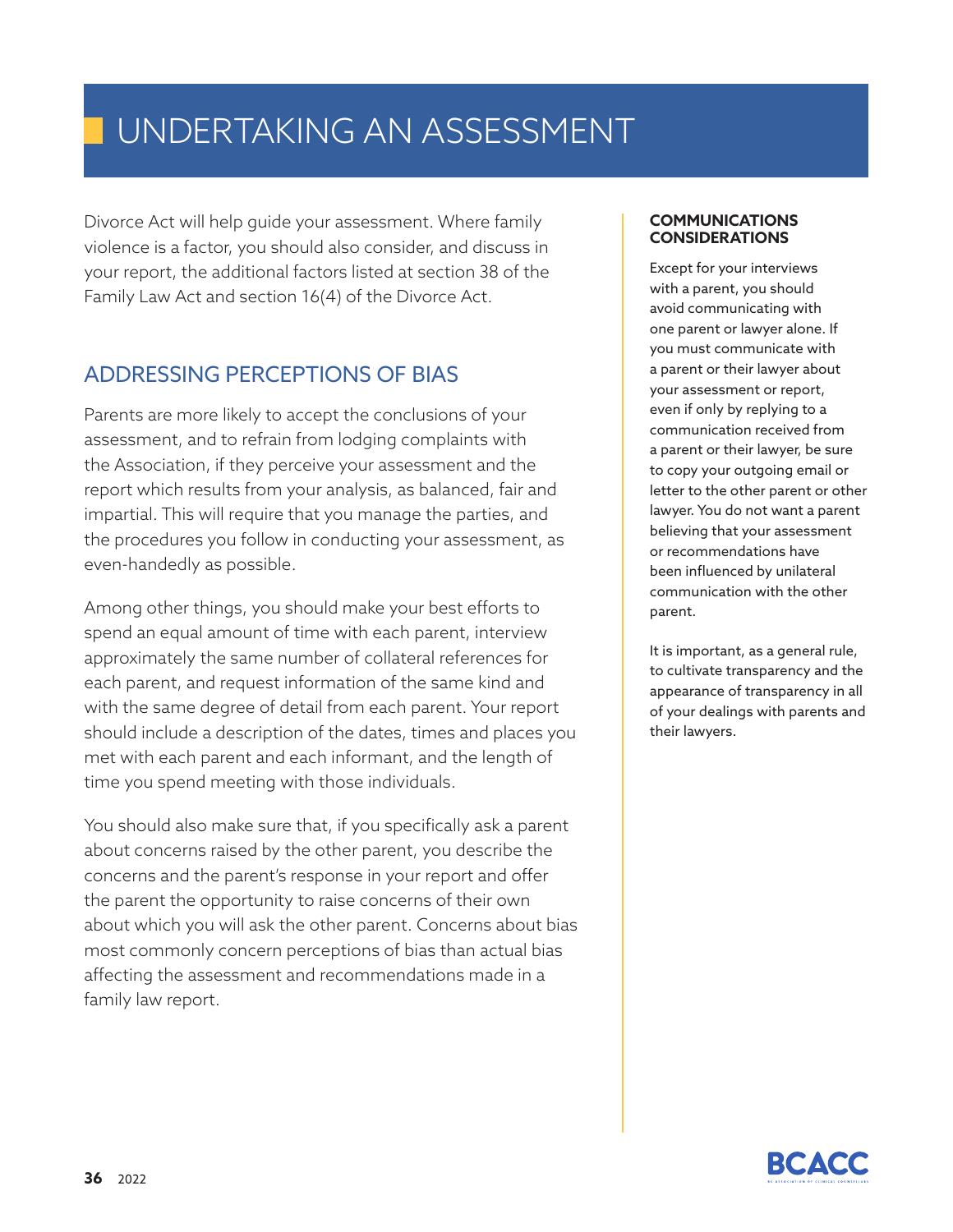# UNDERTAKING AN ASSESSMENT

Divorce Act will help guide your assessment. Where family violence is a factor, you should also consider, and discuss in your report, the additional factors listed at section 38 of the Family Law Act and section 16(4) of the Divorce Act.

## ADDRESSING PERCEPTIONS OF BIAS

Parents are more likely to accept the conclusions of your assessment, and to refrain from lodging complaints with the Association, if they perceive your assessment and the report which results from your analysis, as balanced, fair and impartial. This will require that you manage the parties, and the procedures you follow in conducting your assessment, as even-handedly as possible.

Among other things, you should make your best efforts to spend an equal amount of time with each parent, interview approximately the same number of collateral references for each parent, and request information of the same kind and with the same degree of detail from each parent. Your report should include a description of the dates, times and places you met with each parent and each informant, and the length of time you spend meeting with those individuals.

You should also make sure that, if you specifically ask a parent about concerns raised by the other parent, you describe the concerns and the parent's response in your report and offer the parent the opportunity to raise concerns of their own about which you will ask the other parent. Concerns about bias most commonly concern perceptions of bias than actual bias affecting the assessment and recommendations made in a family law report.

**COMMUNICATIONS CONSIDERATIONS**

Except for your interviews with a parent, you should avoid communicating with one parent or lawyer alone. If you must communicate with a parent or their lawyer about your assessment or report, even if only by replying to a communication received from a parent or their lawyer, be sure to copy your outgoing email or letter to the other parent or other lawyer. You do not want a parent believing that your assessment or recommendations have been influenced by unilateral communication with the other parent.

It is important, as a general rule, to cultivate transparency and the appearance of transparency in all of your dealings with parents and their lawyers.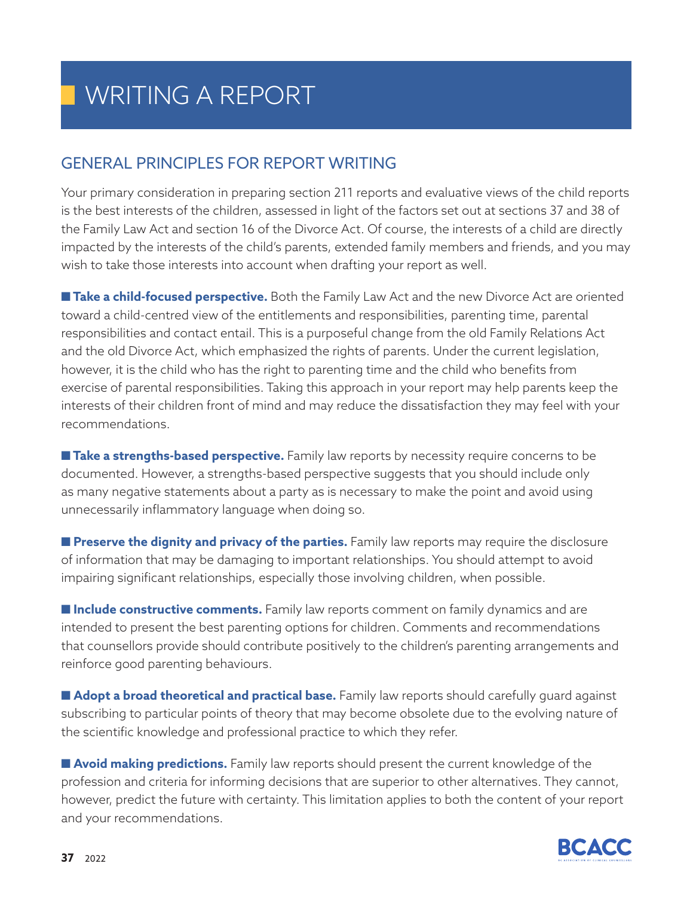# WRITING A REPORT

## GENERAL PRINCIPLES FOR REPORT WRITING

Your primary consideration in preparing section 211 reports and evaluative views of the child reports is the best interests of the children, assessed in light of the factors set out at sections 37 and 38 of the Family Law Act and section 16 of the Divorce Act. Of course, the interests of a child are directly impacted by the interests of the child's parents, extended family members and friends, and you may wish to take those interests into account when drafting your report as well.

■ **Take a child-focused perspective.** Both the Family Law Act and the new Divorce Act are oriented toward a child-centred view of the entitlements and responsibilities, parenting time, parental responsibilities and contact entail. This is a purposeful change from the old Family Relations Act and the old Divorce Act, which emphasized the rights of parents. Under the current legislation, however, it is the child who has the right to parenting time and the child who benefits from exercise of parental responsibilities. Taking this approach in your report may help parents keep the interests of their children front of mind and may reduce the dissatisfaction they may feel with your recommendations.

■ **Take a strengths-based perspective.** Family law reports by necessity require concerns to be documented. However, a strengths-based perspective suggests that you should include only as many negative statements about a party as is necessary to make the point and avoid using unnecessarily inflammatory language when doing so.

■ **Preserve the dignity and privacy of the parties.** Family law reports may require the disclosure of information that may be damaging to important relationships. You should attempt to avoid impairing significant relationships, especially those involving children, when possible.

■ **Include constructive comments.** Family law reports comment on family dynamics and are intended to present the best parenting options for children. Comments and recommendations that counsellors provide should contribute positively to the children's parenting arrangements and reinforce good parenting behaviours.

■ **Adopt a broad theoretical and practical base.** Family law reports should carefully guard against subscribing to particular points of theory that may become obsolete due to the evolving nature of the scientific knowledge and professional practice to which they refer.

■ **Avoid making predictions.** Family law reports should present the current knowledge of the profession and criteria for informing decisions that are superior to other alternatives. They cannot, however, predict the future with certainty. This limitation applies to both the content of your report and your recommendations.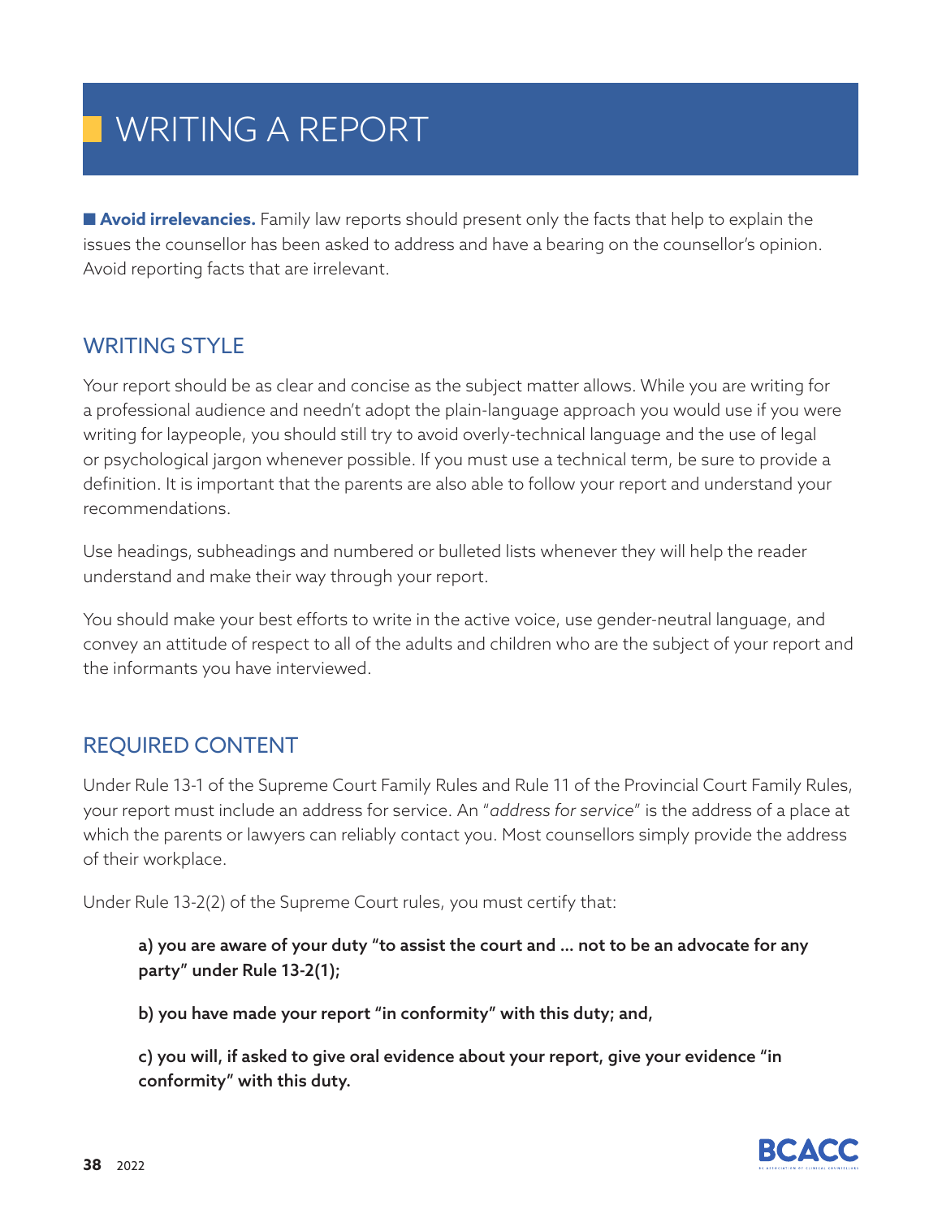# WRITING A REPORT

■ **Avoid irrelevancies.** Family law reports should present only the facts that help to explain the issues the counsellor has been asked to address and have a bearing on the counsellor's opinion. Avoid reporting facts that are irrelevant.

## WRITING STYLE

Your report should be as clear and concise as the subject matter allows. While you are writing for a professional audience and needn't adopt the plain-language approach you would use if you were writing for laypeople, you should still try to avoid overly-technical language and the use of legal or psychological jargon whenever possible. If you must use a technical term, be sure to provide a definition. It is important that the parents are also able to follow your report and understand your recommendations.

Use headings, subheadings and numbered or bulleted lists whenever they will help the reader understand and make their way through your report.

You should make your best efforts to write in the active voice, use gender-neutral language, and convey an attitude of respect to all of the adults and children who are the subject of your report and the informants you have interviewed.

## REQUIRED CONTENT

Under Rule 13-1 of the Supreme Court Family Rules and Rule 11 of the Provincial Court Family Rules, your report must include an address for service. An "*address for service*" is the address of a place at which the parents or lawyers can reliably contact you. Most counsellors simply provide the address of their workplace.

Under Rule 13-2(2) of the Supreme Court rules, you must certify that:

> **a) you are aware of your duty "to assist the court and ... not to be an advocate for any party" under Rule 13-2(1);**
>
> **b) you have made your report "in conformity" with this duty; and,**
>
> **c) you will, if asked to give oral evidence about your report, give your evidence "in conformity" with this duty.**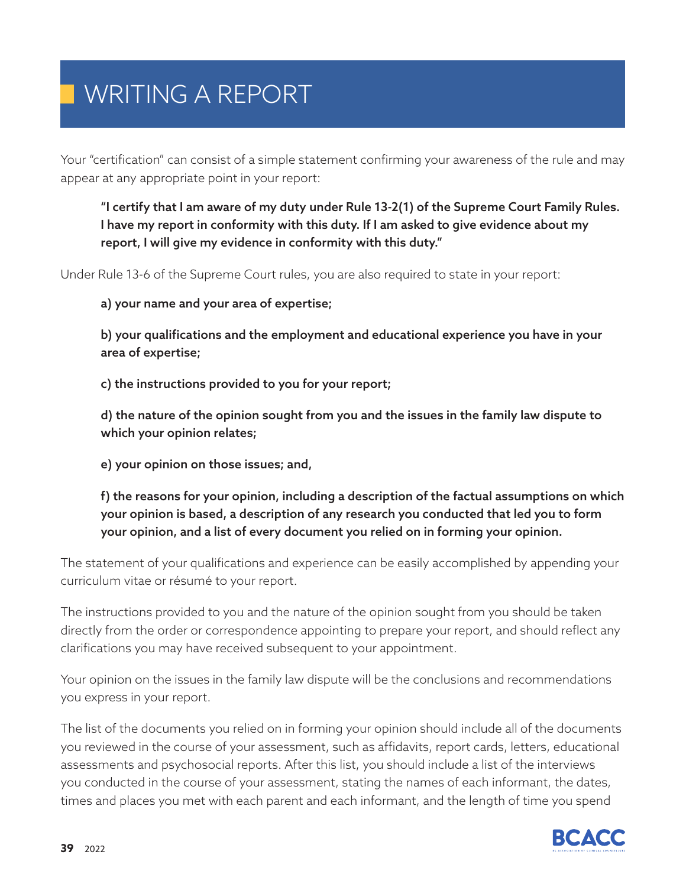# WRITING A REPORT

Your "certification" can consist of a simple statement confirming your awareness of the rule and may appear at any appropriate point in your report:

> **"I certify that I am aware of my duty under Rule 13-2(1) of the Supreme Court Family Rules. I have my report in conformity with this duty. If I am asked to give evidence about my report, I will give my evidence in conformity with this duty."**

Under Rule 13-6 of the Supreme Court rules, you are also required to state in your report:

> **a) your name and your area of expertise;**
>
> **b) your qualifications and the employment and educational experience you have in your area of expertise;**
>
> **c) the instructions provided to you for your report;**
>
> **d) the nature of the opinion sought from you and the issues in the family law dispute to which your opinion relates;**
>
> **e) your opinion on those issues; and,**
>
> **f) the reasons for your opinion, including a description of the factual assumptions on which your opinion is based, a description of any research you conducted that led you to form your opinion, and a list of every document you relied on in forming your opinion.**

The statement of your qualifications and experience can be easily accomplished by appending your curriculum vitae or résumé to your report.

The instructions provided to you and the nature of the opinion sought from you should be taken directly from the order or correspondence appointing to prepare your report, and should reflect any clarifications you may have received subsequent to your appointment.

Your opinion on the issues in the family law dispute will be the conclusions and recommendations you express in your report.

The list of the documents you relied on in forming your opinion should include all of the documents you reviewed in the course of your assessment, such as affidavits, report cards, letters, educational assessments and psychosocial reports. After this list, you should include a list of the interviews you conducted in the course of your assessment, stating the names of each informant, the dates, times and places you met with each parent and each informant, and the length of time you spend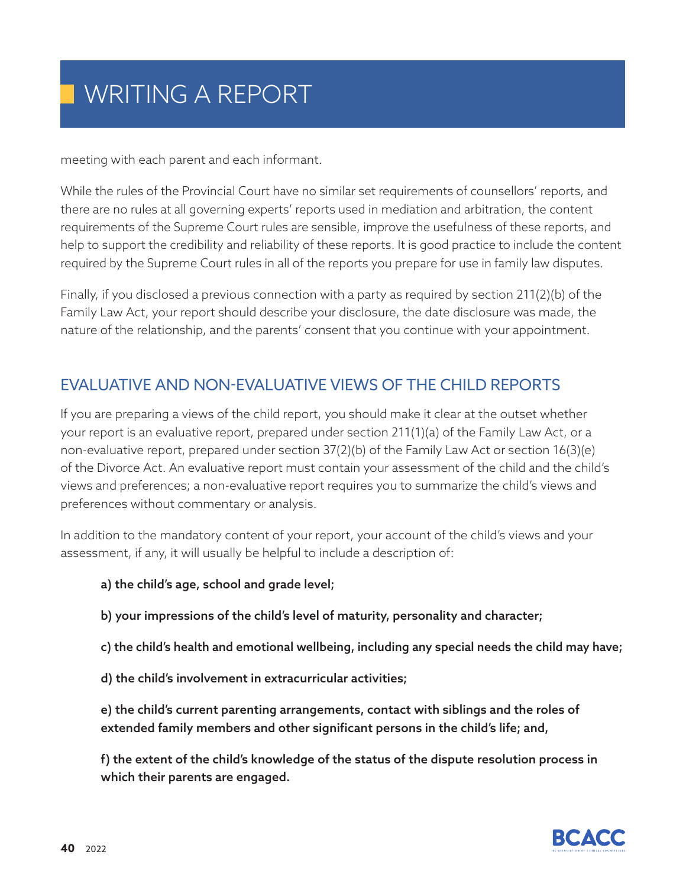meeting with each parent and each informant.

While the rules of the Provincial Court have no similar set requirements of counsellors' reports, and there are no rules at all governing experts' reports used in mediation and arbitration, the content requirements of the Supreme Court rules are sensible, improve the usefulness of these reports, and help to support the credibility and reliability of these reports. It is good practice to include the content required by the Supreme Court rules in all of the reports you prepare for use in family law disputes.

Finally, if you disclosed a previous connection with a party as required by section 211(2)(b) of the Family Law Act, your report should describe your disclosure, the date disclosure was made, the nature of the relationship, and the parents' consent that you continue with your appointment.

## EVALUATIVE AND NON-EVALUATIVE VIEWS OF THE CHILD REPORTS

If you are preparing a views of the child report, you should make it clear at the outset whether your report is an evaluative report, prepared under section 211(1)(a) of the Family Law Act, or a non-evaluative report, prepared under section 37(2)(b) of the Family Law Act or section 16(3)(e) of the Divorce Act. An evaluative report must contain your assessment of the child and the child's views and preferences; a non-evaluative report requires you to summarize the child's views and preferences without commentary or analysis.

In addition to the mandatory content of your report, your account of the child's views and your assessment, if any, it will usually be helpful to include a description of:

**a) the child's age, school and grade level;**

**b) your impressions of the child's level of maturity, personality and character;**

**c) the child's health and emotional wellbeing, including any special needs the child may have;**

**d) the child's involvement in extracurricular activities;**

**e) the child's current parenting arrangements, contact with siblings and the roles of extended family members and other significant persons in the child's life; and,**

**f) the extent of the child's knowledge of the status of the dispute resolution process in which their parents are engaged.**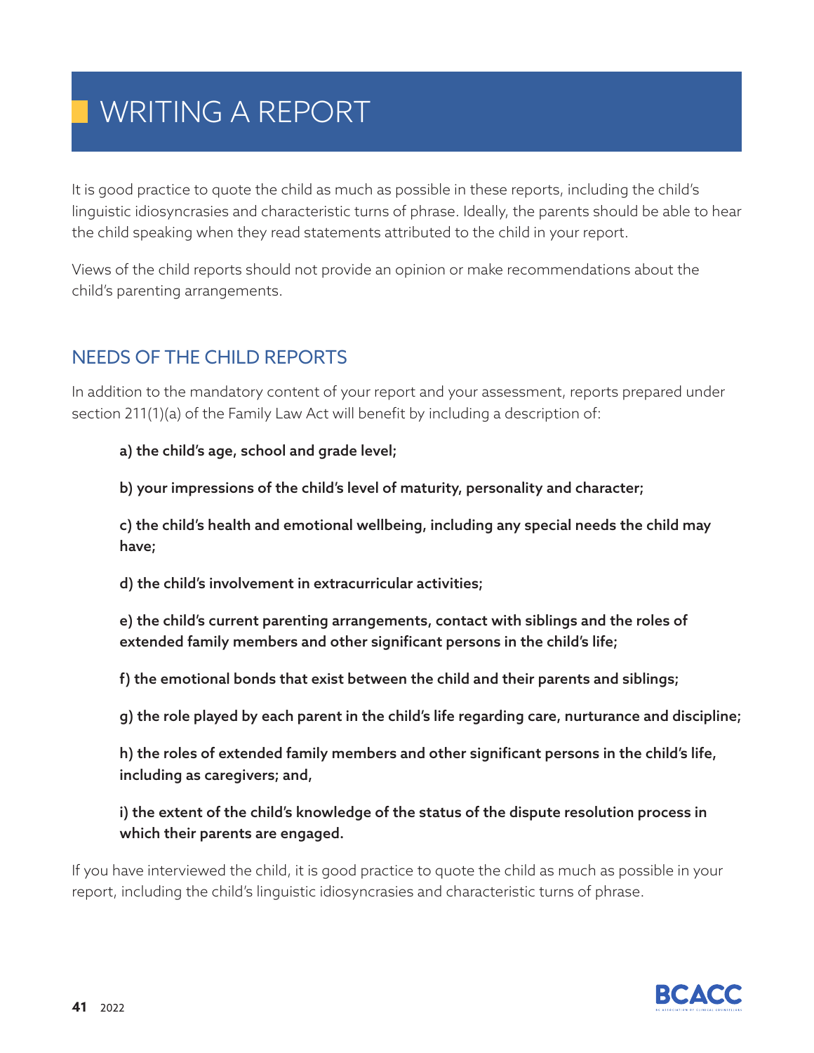# WRITING A REPORT

It is good practice to quote the child as much as possible in these reports, including the child's linguistic idiosyncrasies and characteristic turns of phrase. Ideally, the parents should be able to hear the child speaking when they read statements attributed to the child in your report.

Views of the child reports should not provide an opinion or make recommendations about the child's parenting arrangements.

## NEEDS OF THE CHILD REPORTS

In addition to the mandatory content of your report and your assessment, reports prepared under section 211(1)(a) of the Family Law Act will benefit by including a description of:

**a) the child's age, school and grade level;**

**b) your impressions of the child's level of maturity, personality and character;**

**c) the child's health and emotional wellbeing, including any special needs the child may have;**

**d) the child's involvement in extracurricular activities;**

**e) the child's current parenting arrangements, contact with siblings and the roles of extended family members and other significant persons in the child's life;**

**f) the emotional bonds that exist between the child and their parents and siblings;**

**g) the role played by each parent in the child's life regarding care, nurturance and discipline;**

**h) the roles of extended family members and other significant persons in the child's life, including as caregivers; and,**

**i) the extent of the child's knowledge of the status of the dispute resolution process in which their parents are engaged.**

If you have interviewed the child, it is good practice to quote the child as much as possible in your report, including the child's linguistic idiosyncrasies and characteristic turns of phrase.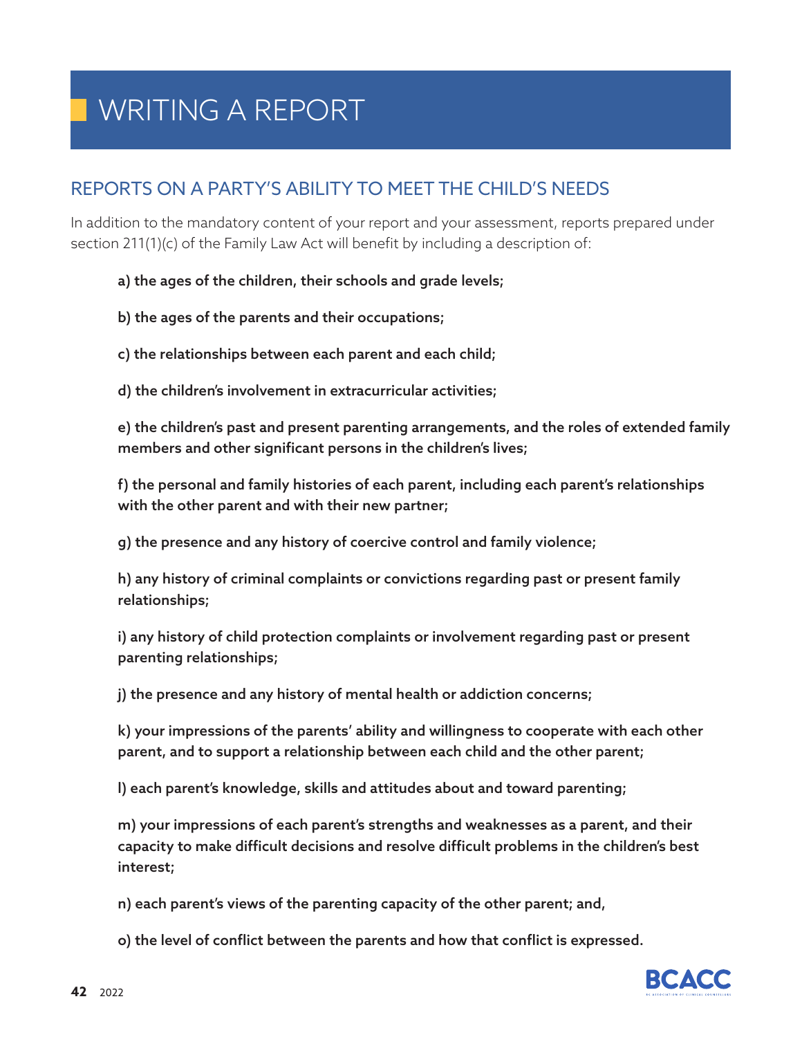# WRITING A REPORT

## REPORTS ON A PARTY'S ABILITY TO MEET THE CHILD'S NEEDS

In addition to the mandatory content of your report and your assessment, reports prepared under section 211(1)(c) of the Family Law Act will benefit by including a description of:

**a) the ages of the children, their schools and grade levels;**

**b) the ages of the parents and their occupations;**

**c) the relationships between each parent and each child;**

**d) the children's involvement in extracurricular activities;**

**e) the children's past and present parenting arrangements, and the roles of extended family members and other significant persons in the children's lives;**

**f) the personal and family histories of each parent, including each parent's relationships with the other parent and with their new partner;**

**g) the presence and any history of coercive control and family violence;**

**h) any history of criminal complaints or convictions regarding past or present family relationships;**

**i) any history of child protection complaints or involvement regarding past or present parenting relationships;**

**j) the presence and any history of mental health or addiction concerns;**

**k) your impressions of the parents' ability and willingness to cooperate with each other parent, and to support a relationship between each child and the other parent;**

**l) each parent's knowledge, skills and attitudes about and toward parenting;**

**m) your impressions of each parent's strengths and weaknesses as a parent, and their capacity to make difficult decisions and resolve difficult problems in the children's best interest;**

**n) each parent's views of the parenting capacity of the other parent; and,**

**o) the level of conflict between the parents and how that conflict is expressed.**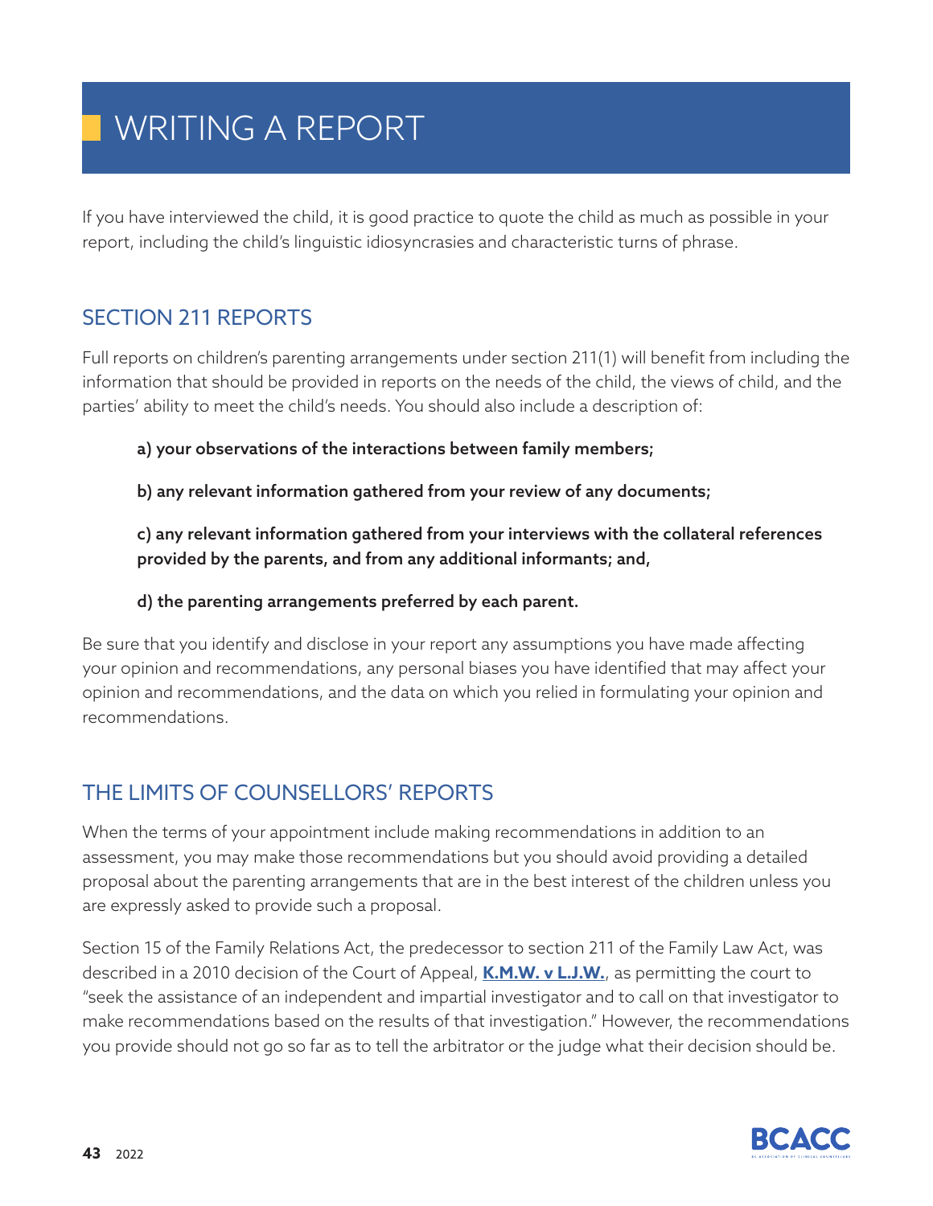# WRITING A REPORT

If you have interviewed the child, it is good practice to quote the child as much as possible in your report, including the child's linguistic idiosyncrasies and characteristic turns of phrase.

## SECTION 211 REPORTS

Full reports on children's parenting arrangements under section 211(1) will benefit from including the information that should be provided in reports on the needs of the child, the views of child, and the parties' ability to meet the child's needs. You should also include a description of:

**a) your observations of the interactions between family members;**

**b) any relevant information gathered from your review of any documents;**

**c) any relevant information gathered from your interviews with the collateral references provided by the parents, and from any additional informants; and,**

**d) the parenting arrangements preferred by each parent.**

Be sure that you identify and disclose in your report any assumptions you have made affecting your opinion and recommendations, any personal biases you have identified that may affect your opinion and recommendations, and the data on which you relied in formulating your opinion and recommendations.

## THE LIMITS OF COUNSELLORS' REPORTS

When the terms of your appointment include making recommendations in addition to an assessment, you may make those recommendations but you should avoid providing a detailed proposal about the parenting arrangements that are in the best interest of the children unless you are expressly asked to provide such a proposal.

Section 15 of the Family Relations Act, the predecessor to section 211 of the Family Law Act, was described in a 2010 decision of the Court of Appeal, **K.M.W. v L.J.W.**, as permitting the court to "seek the assistance of an independent and impartial investigator and to call on that investigator to make recommendations based on the results of that investigation." However, the recommendations you provide should not go so far as to tell the arbitrator or the judge what their decision should be.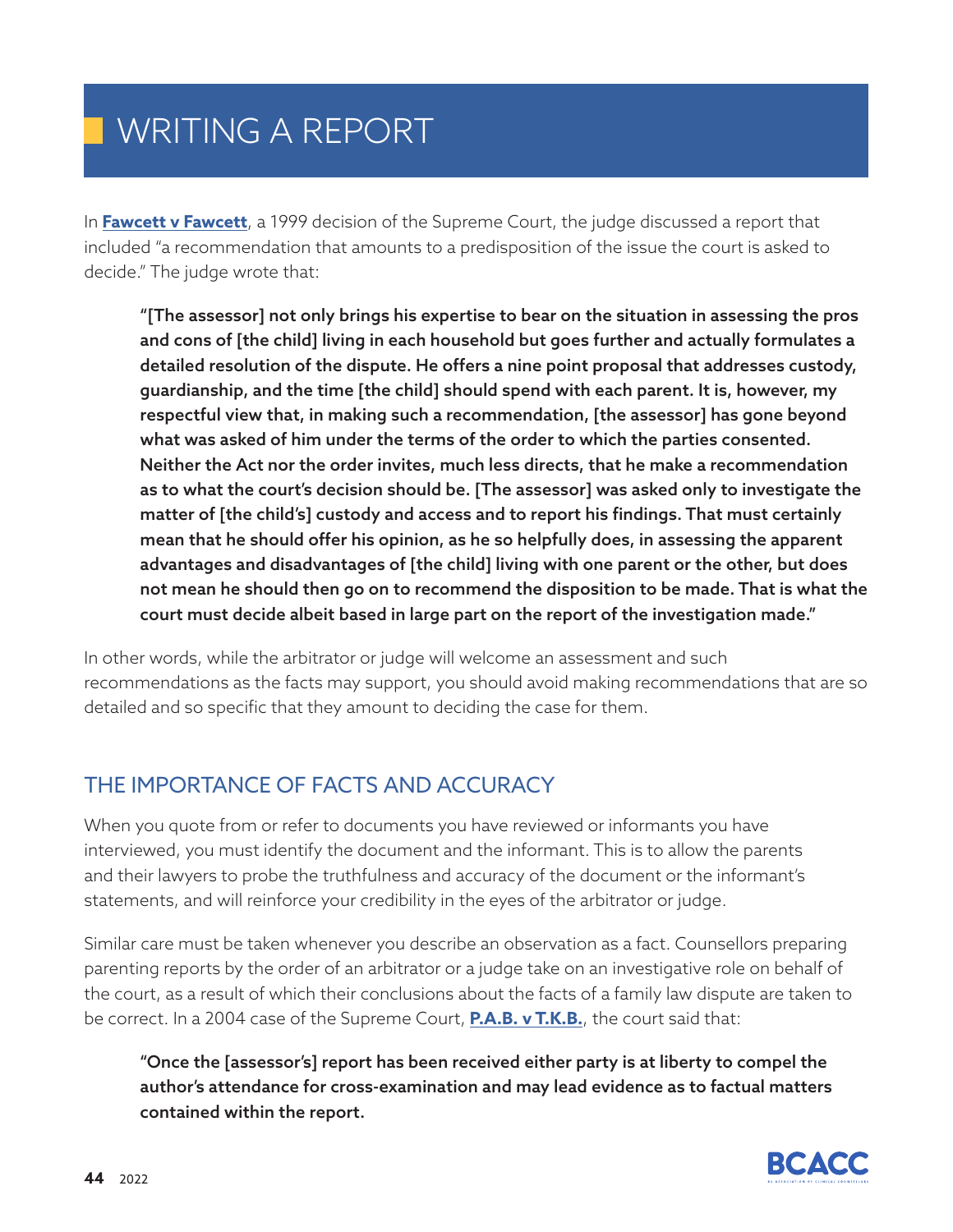# WRITING A REPORT

In **Fawcett v Fawcett**, a 1999 decision of the Supreme Court, the judge discussed a report that included "a recommendation that amounts to a predisposition of the issue the court is asked to decide." The judge wrote that:

> **"[The assessor] not only brings his expertise to bear on the situation in assessing the pros and cons of [the child] living in each household but goes further and actually formulates a detailed resolution of the dispute. He offers a nine point proposal that addresses custody, guardianship, and the time [the child] should spend with each parent. It is, however, my respectful view that, in making such a recommendation, [the assessor] has gone beyond what was asked of him under the terms of the order to which the parties consented. Neither the Act nor the order invites, much less directs, that he make a recommendation as to what the court's decision should be. [The assessor] was asked only to investigate the matter of [the child's] custody and access and to report his findings. That must certainly mean that he should offer his opinion, as he so helpfully does, in assessing the apparent advantages and disadvantages of [the child] living with one parent or the other, but does not mean he should then go on to recommend the disposition to be made. That is what the court must decide albeit based in large part on the report of the investigation made."**

In other words, while the arbitrator or judge will welcome an assessment and such recommendations as the facts may support, you should avoid making recommendations that are so detailed and so specific that they amount to deciding the case for them.

## THE IMPORTANCE OF FACTS AND ACCURACY

When you quote from or refer to documents you have reviewed or informants you have interviewed, you must identify the document and the informant. This is to allow the parents and their lawyers to probe the truthfulness and accuracy of the document or the informant's statements, and will reinforce your credibility in the eyes of the arbitrator or judge.

Similar care must be taken whenever you describe an observation as a fact. Counsellors preparing parenting reports by the order of an arbitrator or a judge take on an investigative role on behalf of the court, as a result of which their conclusions about the facts of a family law dispute are taken to be correct. In a 2004 case of the Supreme Court, **P.A.B. v T.K.B.**, the court said that:

> **"Once the [assessor's] report has been received either party is at liberty to compel the author's attendance for cross-examination and may lead evidence as to factual matters contained within the report.**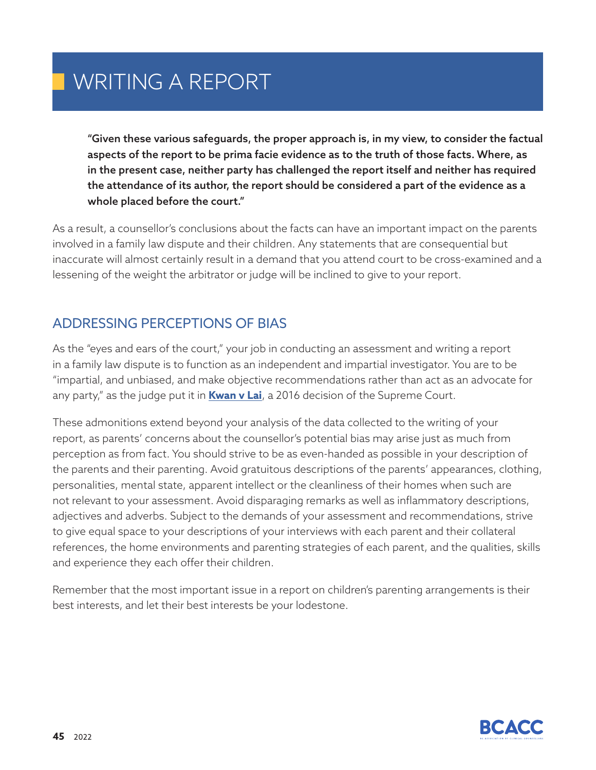# WRITING A REPORT

> **"Given these various safeguards, the proper approach is, in my view, to consider the factual aspects of the report to be prima facie evidence as to the truth of those facts. Where, as in the present case, neither party has challenged the report itself and neither has required the attendance of its author, the report should be considered a part of the evidence as a whole placed before the court."**

As a result, a counsellor's conclusions about the facts can have an important impact on the parents involved in a family law dispute and their children. Any statements that are consequential but inaccurate will almost certainly result in a demand that you attend court to be cross-examined and a lessening of the weight the arbitrator or judge will be inclined to give to your report.

## ADDRESSING PERCEPTIONS OF BIAS

As the "eyes and ears of the court," your job in conducting an assessment and writing a report in a family law dispute is to function as an independent and impartial investigator. You are to be "impartial, and unbiased, and make objective recommendations rather than act as an advocate for any party," as the judge put it in **Kwan v Lai**, a 2016 decision of the Supreme Court.

These admonitions extend beyond your analysis of the data collected to the writing of your report, as parents' concerns about the counsellor's potential bias may arise just as much from perception as from fact. You should strive to be as even-handed as possible in your description of the parents and their parenting. Avoid gratuitous descriptions of the parents' appearances, clothing, personalities, mental state, apparent intellect or the cleanliness of their homes when such are not relevant to your assessment. Avoid disparaging remarks as well as inflammatory descriptions, adjectives and adverbs. Subject to the demands of your assessment and recommendations, strive to give equal space to your descriptions of your interviews with each parent and their collateral references, the home environments and parenting strategies of each parent, and the qualities, skills and experience they each offer their children.

Remember that the most important issue in a report on children's parenting arrangements is their best interests, and let their best interests be your lodestone.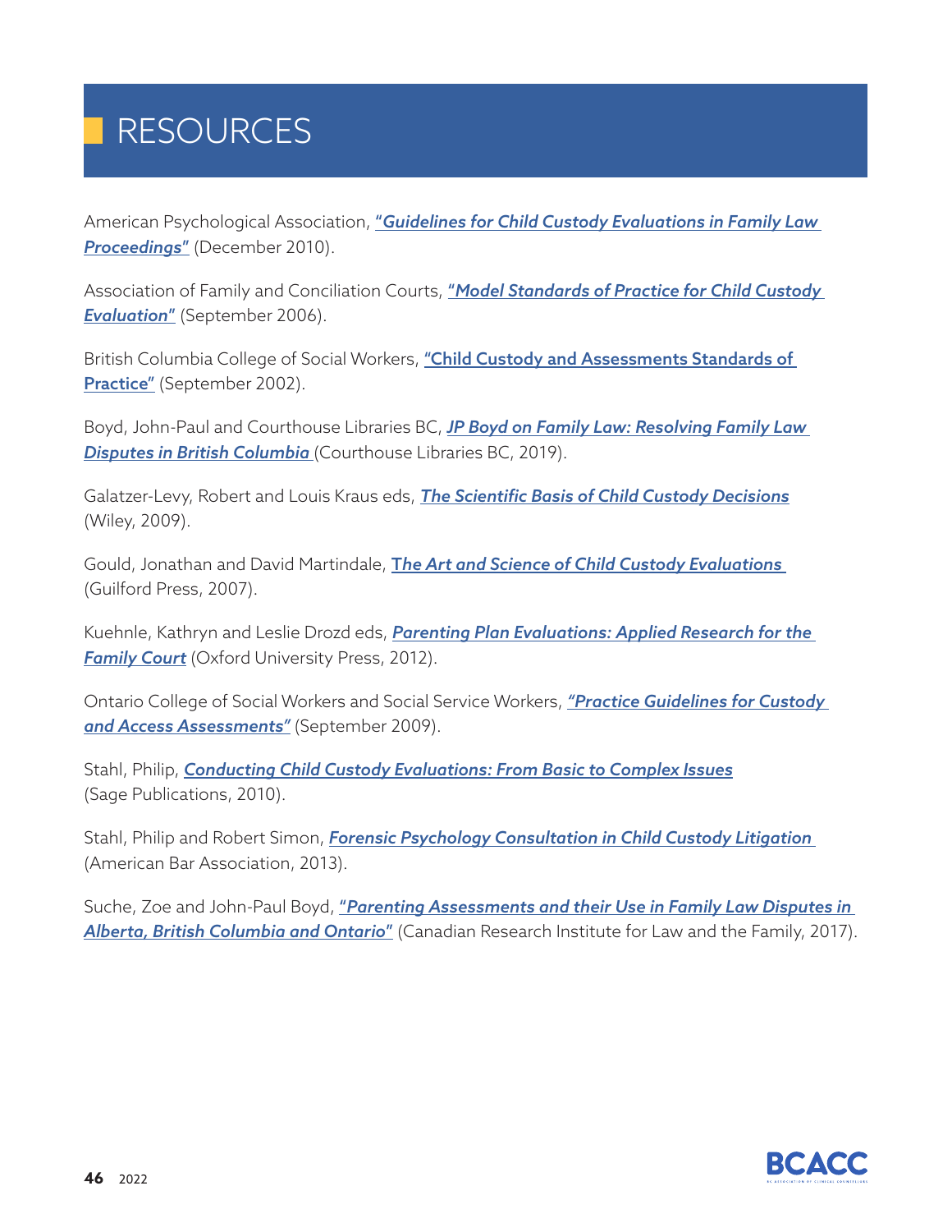# RESOURCES

American Psychological Association, ***"Guidelines for Child Custody Evaluations in Family Law Proceedings"*** (December 2010).

Association of Family and Conciliation Courts, ***"Model Standards of Practice for Child Custody Evaluation"*** (September 2006).

British Columbia College of Social Workers, **"Child Custody and Assessments Standards of Practice"** (September 2002).

Boyd, John-Paul and Courthouse Libraries BC, ***JP Boyd on Family Law: Resolving Family Law Disputes in British Columbia*** (Courthouse Libraries BC, 2019).

Galatzer-Levy, Robert and Louis Kraus eds, ***The Scientific Basis of Child Custody Decisions*** (Wiley, 2009).

Gould, Jonathan and David Martindale, ***The Art and Science of Child Custody Evaluations*** (Guilford Press, 2007).

Kuehnle, Kathryn and Leslie Drozd eds, ***Parenting Plan Evaluations: Applied Research for the Family Court*** (Oxford University Press, 2012).

Ontario College of Social Workers and Social Service Workers, ***"Practice Guidelines for Custody and Access Assessments"*** (September 2009).

Stahl, Philip, ***Conducting Child Custody Evaluations: From Basic to Complex Issues*** (Sage Publications, 2010).

Stahl, Philip and Robert Simon, ***Forensic Psychology Consultation in Child Custody Litigation*** (American Bar Association, 2013).

Suche, Zoe and John-Paul Boyd, ***"Parenting Assessments and their Use in Family Law Disputes in Alberta, British Columbia and Ontario"*** (Canadian Research Institute for Law and the Family, 2017).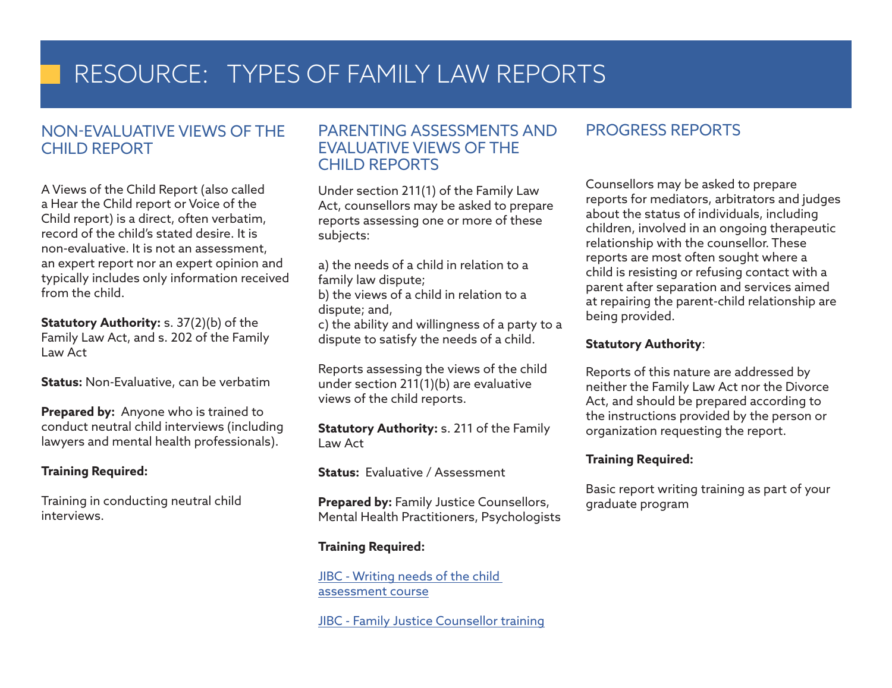# RESOURCE: TYPES OF FAMILY LAW REPORTS

## NON-EVALUATIVE VIEWS OF THE CHILD REPORT

A Views of the Child Report (also called a Hear the Child report or Voice of the Child report) is a direct, often verbatim, record of the child's stated desire. It is non-evaluative. It is not an assessment, an expert report nor an expert opinion and typically includes only information received from the child.

**Statutory Authority:** s. 37(2)(b) of the Family Law Act, and s. 202 of the Family Law Act

**Status:** Non-Evaluative, can be verbatim

**Prepared by:** Anyone who is trained to conduct neutral child interviews (including lawyers and mental health professionals).

**Training Required:**

Training in conducting neutral child interviews.

## PARENTING ASSESSMENTS AND EVALUATIVE VIEWS OF THE CHILD REPORTS

Under section 211(1) of the Family Law Act, counsellors may be asked to prepare reports assessing one or more of these subjects:

a) the needs of a child in relation to a family law dispute;
b) the views of a child in relation to a dispute; and,
c) the ability and willingness of a party to a dispute to satisfy the needs of a child.

Reports assessing the views of the child under section 211(1)(b) are evaluative views of the child reports.

**Statutory Authority:** s. 211 of the Family Law Act

**Status:** Evaluative / Assessment

**Prepared by:** Family Justice Counsellors, Mental Health Practitioners, Psychologists

**Training Required:**

JIBC - Writing needs of the child assessment course

JIBC - Family Justice Counsellor training

## PROGRESS REPORTS

Counsellors may be asked to prepare reports for mediators, arbitrators and judges about the status of individuals, including children, involved in an ongoing therapeutic relationship with the counsellor. These reports are most often sought where a child is resisting or refusing contact with a parent after separation and services aimed at repairing the parent-child relationship are being provided.

**Statutory Authority**:

Reports of this nature are addressed by neither the Family Law Act nor the Divorce Act, and should be prepared according to the instructions provided by the person or organization requesting the report.

**Training Required:**

Basic report writing training as part of your graduate program